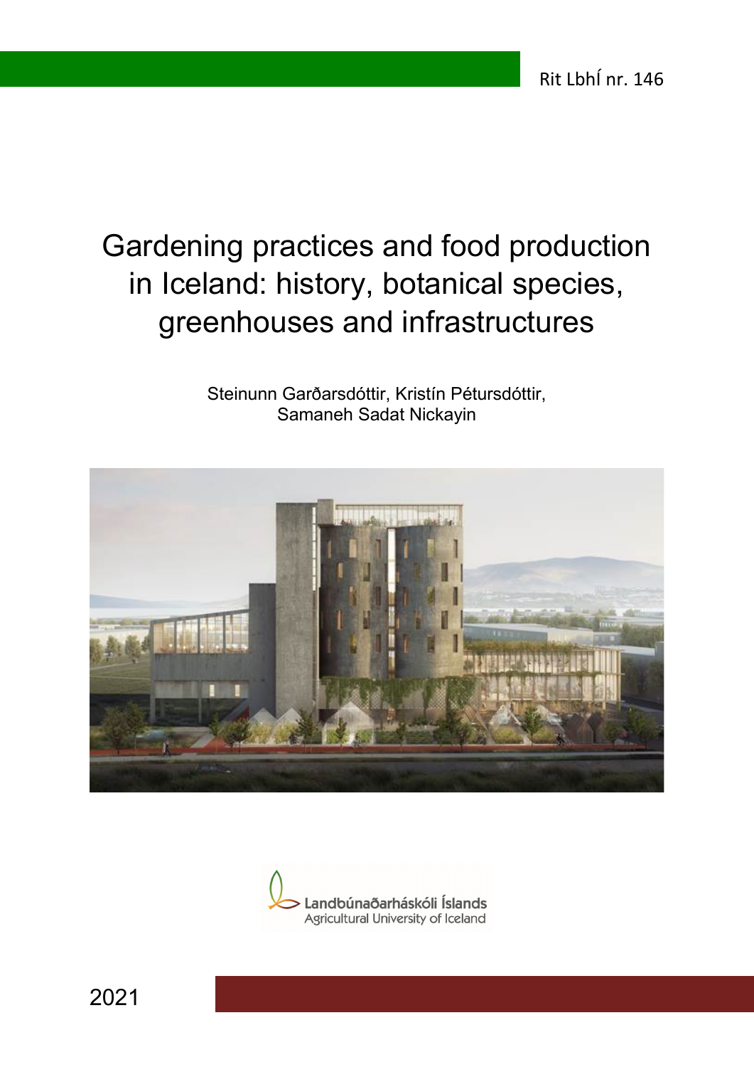Rit LbhÍ nr. 146

# Gardening practices and food production in Iceland: history, botanical species, greenhouses and infrastructures

Steinunn Garðarsdóttir, Kristín Pétursdóttir, Samaneh Sadat Nickayin

Landbúnaðarháskóli Íslands
Agricultural University of Iceland

2021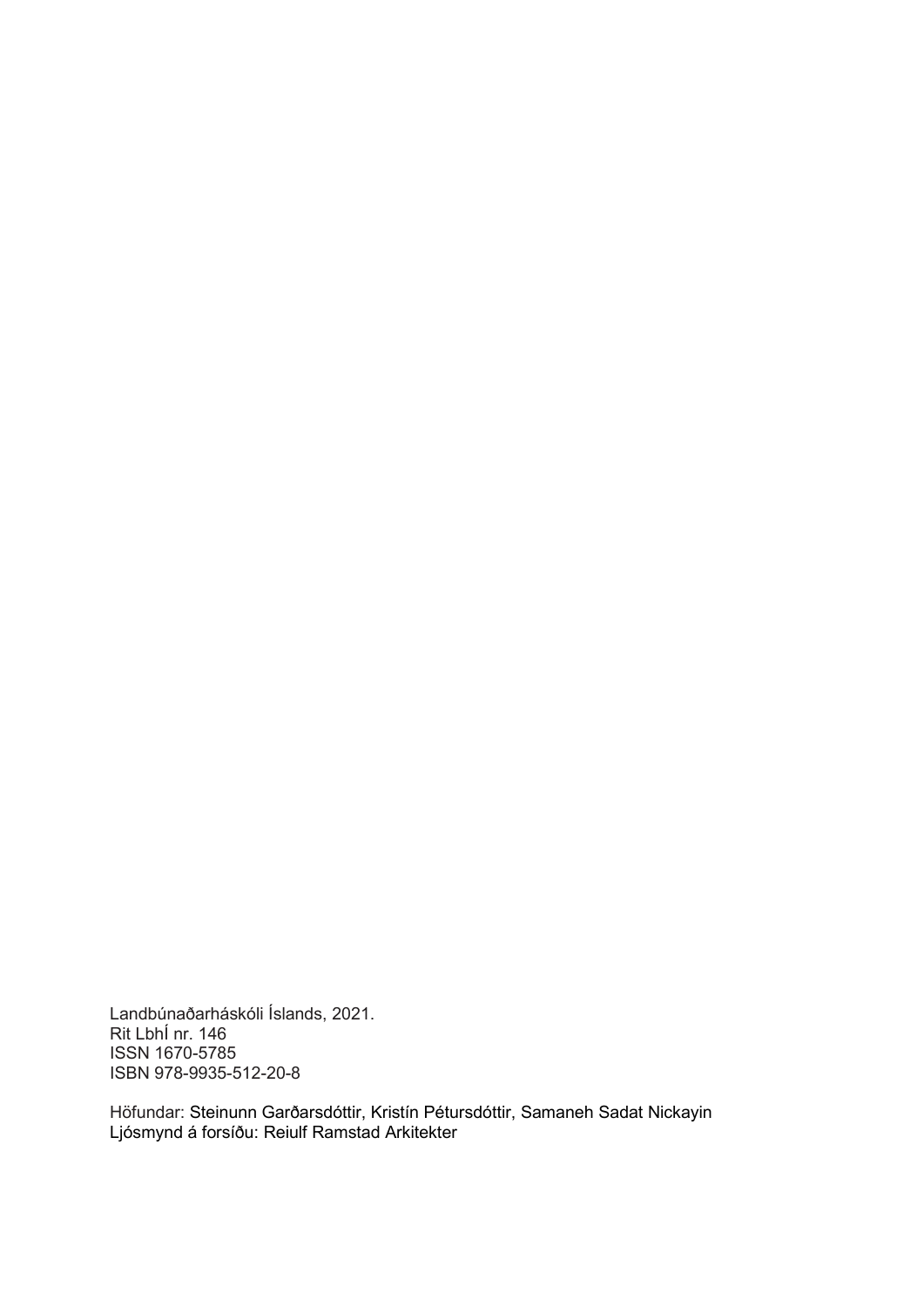Landbúnaðarháskóli Íslands, 2021.
Rit LbhÍ nr. 146
ISSN 1670-5785
ISBN 978-9935-512-20-8

Höfundar: Steinunn Garðarsdóttir, Kristín Pétursdóttir, Samaneh Sadat Nickayin
Ljósmynd á forsíðu: Reiulf Ramstad Arkitekter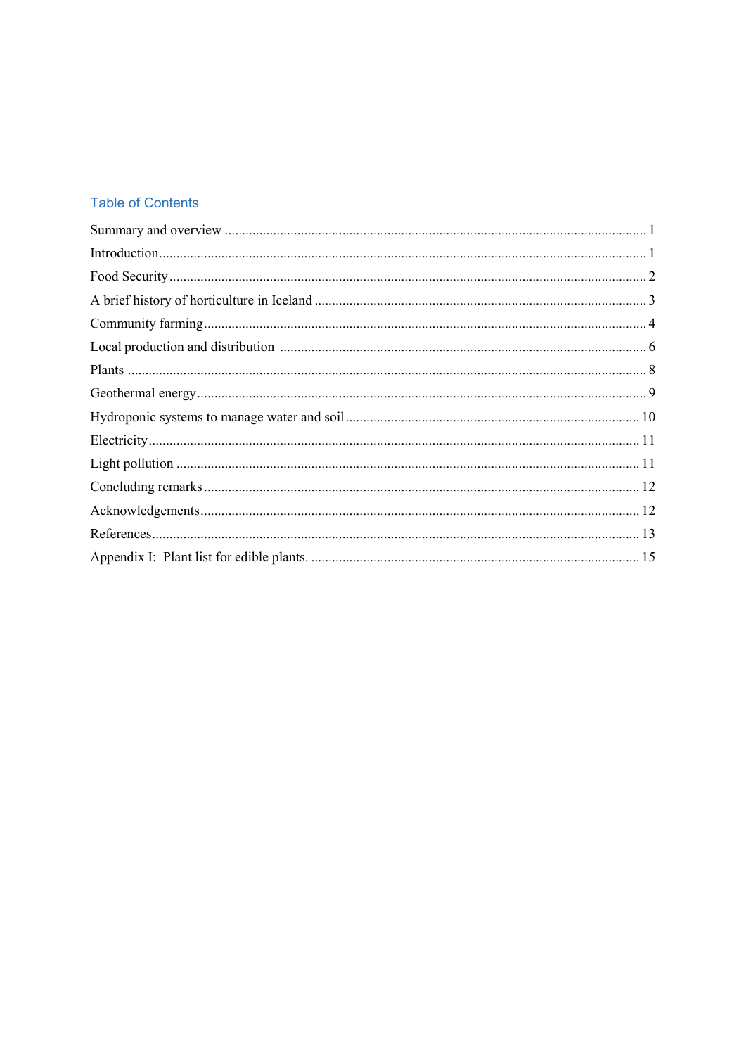## Table of Contents

Summary and overview ........................................................................................................................ 1

Introduction .......................................................................................................................................... 1

Food Security ....................................................................................................................................... 2

A brief history of horticulture in Iceland ............................................................................................ 3

Community farming ............................................................................................................................ 4

Local production and distribution ...................................................................................................... 6

Plants .................................................................................................................................................... 8

Geothermal energy ............................................................................................................................... 9

Hydroponic systems to manage water and soil ................................................................................... 10

Electricity ............................................................................................................................................. 11

Light pollution ..................................................................................................................................... 11

Concluding remarks ............................................................................................................................ 12

Acknowledgements .............................................................................................................................. 12

References ............................................................................................................................................ 13

Appendix I: Plant list for edible plants. ............................................................................................. 15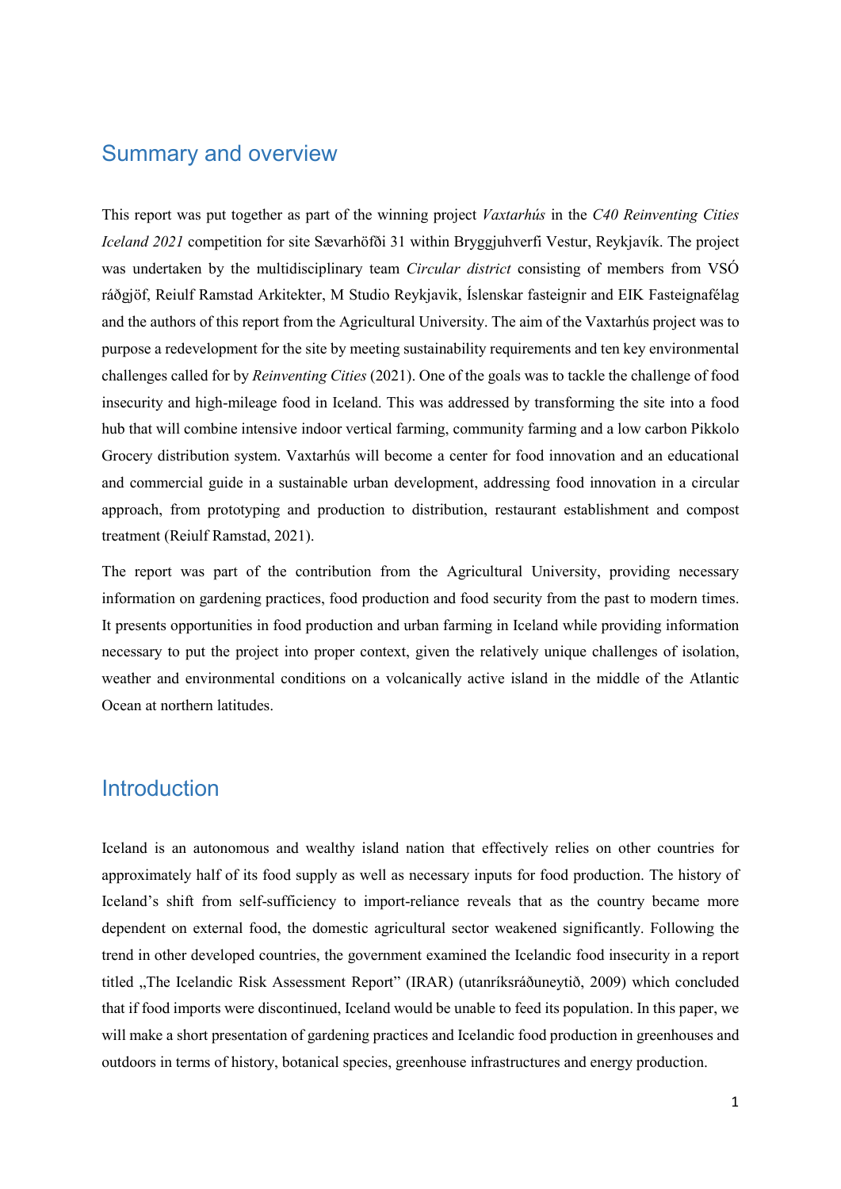## Summary and overview

This report was put together as part of the winning project *Vaxtarhús* in the *C40 Reinventing Cities Iceland 2021* competition for site Sævarhöfði 31 within Bryggjuhverfi Vestur, Reykjavík. The project was undertaken by the multidisciplinary team *Circular district* consisting of members from VSÓ ráðgjöf, Reiulf Ramstad Arkitekter, M Studio Reykjavik, Íslenskar fasteignir and EIK Fasteignafélag and the authors of this report from the Agricultural University. The aim of the Vaxtarhús project was to purpose a redevelopment for the site by meeting sustainability requirements and ten key environmental challenges called for by *Reinventing Cities* (2021). One of the goals was to tackle the challenge of food insecurity and high-mileage food in Iceland. This was addressed by transforming the site into a food hub that will combine intensive indoor vertical farming, community farming and a low carbon Pikkolo Grocery distribution system. Vaxtarhús will become a center for food innovation and an educational and commercial guide in a sustainable urban development, addressing food innovation in a circular approach, from prototyping and production to distribution, restaurant establishment and compost treatment (Reiulf Ramstad, 2021).

The report was part of the contribution from the Agricultural University, providing necessary information on gardening practices, food production and food security from the past to modern times. It presents opportunities in food production and urban farming in Iceland while providing information necessary to put the project into proper context, given the relatively unique challenges of isolation, weather and environmental conditions on a volcanically active island in the middle of the Atlantic Ocean at northern latitudes.

## Introduction

Iceland is an autonomous and wealthy island nation that effectively relies on other countries for approximately half of its food supply as well as necessary inputs for food production. The history of Iceland's shift from self-sufficiency to import-reliance reveals that as the country became more dependent on external food, the domestic agricultural sector weakened significantly. Following the trend in other developed countries, the government examined the Icelandic food insecurity in a report titled „The Icelandic Risk Assessment Report" (IRAR) (utanríksráðuneytið, 2009) which concluded that if food imports were discontinued, Iceland would be unable to feed its population. In this paper, we will make a short presentation of gardening practices and Icelandic food production in greenhouses and outdoors in terms of history, botanical species, greenhouse infrastructures and energy production.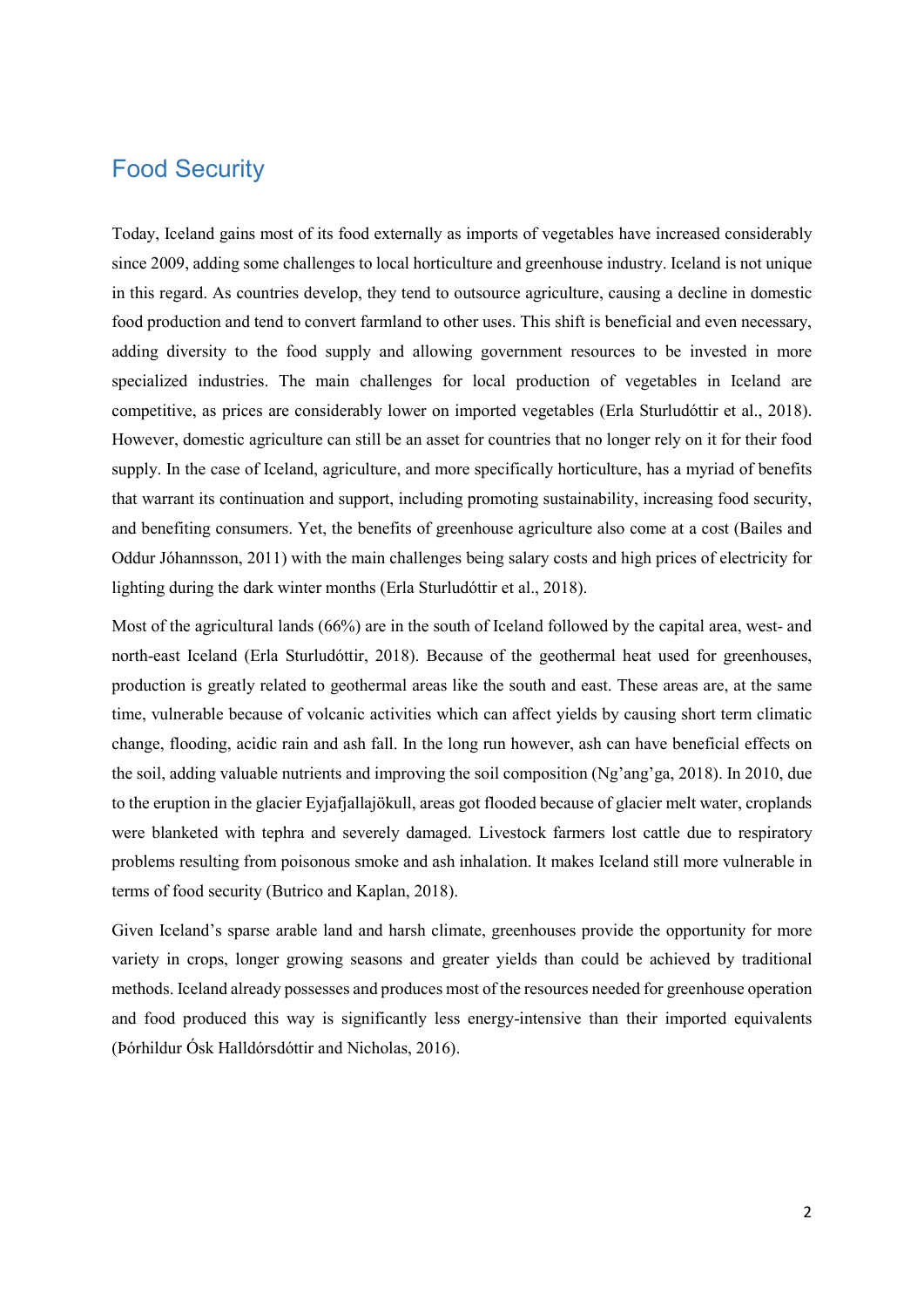# Food Security

Today, Iceland gains most of its food externally as imports of vegetables have increased considerably since 2009, adding some challenges to local horticulture and greenhouse industry. Iceland is not unique in this regard. As countries develop, they tend to outsource agriculture, causing a decline in domestic food production and tend to convert farmland to other uses. This shift is beneficial and even necessary, adding diversity to the food supply and allowing government resources to be invested in more specialized industries. The main challenges for local production of vegetables in Iceland are competitive, as prices are considerably lower on imported vegetables (Erla Sturludóttir et al., 2018). However, domestic agriculture can still be an asset for countries that no longer rely on it for their food supply. In the case of Iceland, agriculture, and more specifically horticulture, has a myriad of benefits that warrant its continuation and support, including promoting sustainability, increasing food security, and benefiting consumers. Yet, the benefits of greenhouse agriculture also come at a cost (Bailes and Oddur Jóhannsson, 2011) with the main challenges being salary costs and high prices of electricity for lighting during the dark winter months (Erla Sturludóttir et al., 2018).

Most of the agricultural lands (66%) are in the south of Iceland followed by the capital area, west- and north-east Iceland (Erla Sturludóttir, 2018). Because of the geothermal heat used for greenhouses, production is greatly related to geothermal areas like the south and east. These areas are, at the same time, vulnerable because of volcanic activities which can affect yields by causing short term climatic change, flooding, acidic rain and ash fall. In the long run however, ash can have beneficial effects on the soil, adding valuable nutrients and improving the soil composition (Ng'ang'ga, 2018). In 2010, due to the eruption in the glacier Eyjafjallajökull, areas got flooded because of glacier melt water, croplands were blanketed with tephra and severely damaged. Livestock farmers lost cattle due to respiratory problems resulting from poisonous smoke and ash inhalation. It makes Iceland still more vulnerable in terms of food security (Butrico and Kaplan, 2018).

Given Iceland's sparse arable land and harsh climate, greenhouses provide the opportunity for more variety in crops, longer growing seasons and greater yields than could be achieved by traditional methods. Iceland already possesses and produces most of the resources needed for greenhouse operation and food produced this way is significantly less energy-intensive than their imported equivalents (Þórhildur Ósk Halldórsdóttir and Nicholas, 2016).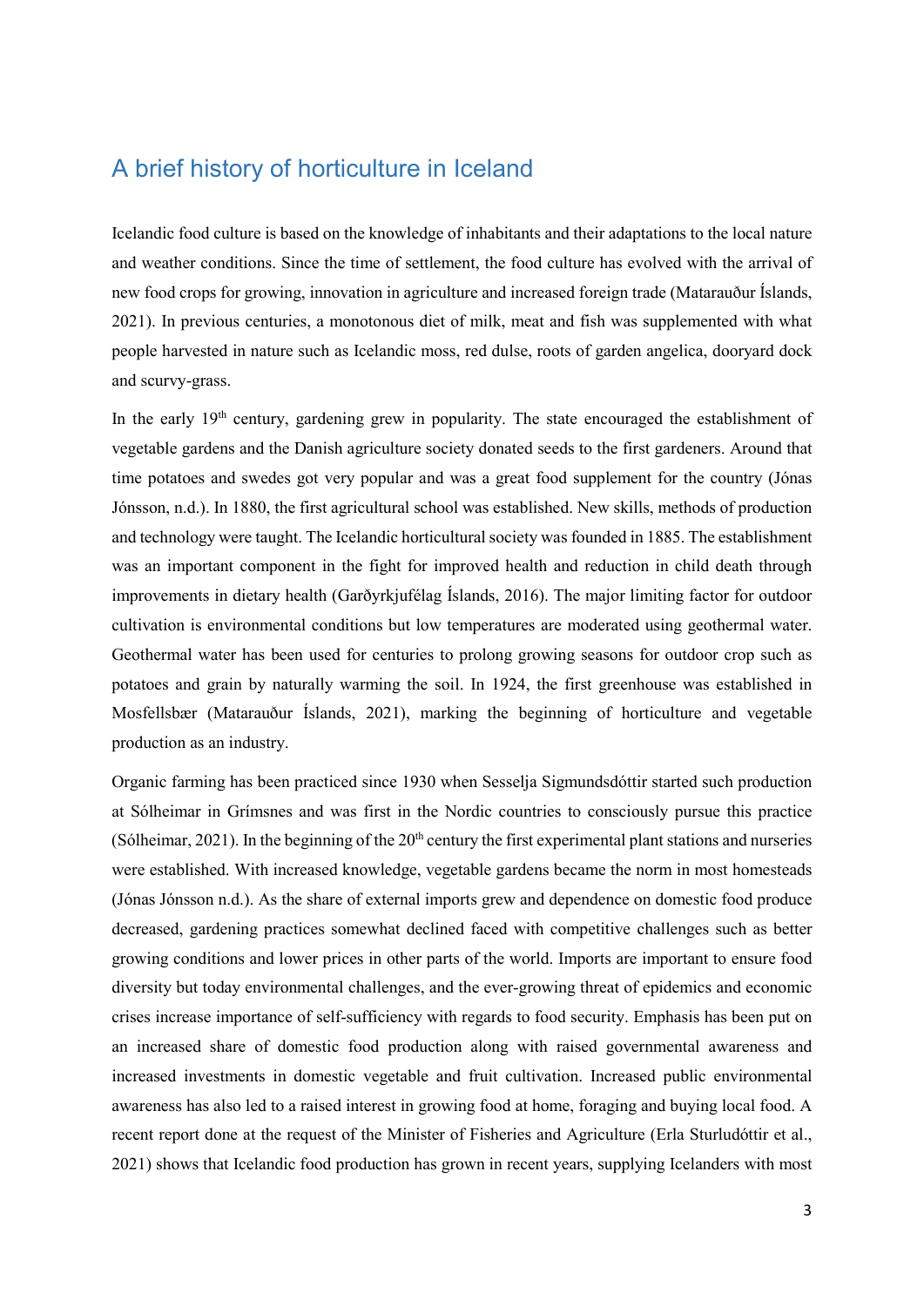## A brief history of horticulture in Iceland

Icelandic food culture is based on the knowledge of inhabitants and their adaptations to the local nature and weather conditions. Since the time of settlement, the food culture has evolved with the arrival of new food crops for growing, innovation in agriculture and increased foreign trade (Matarauður Íslands, 2021). In previous centuries, a monotonous diet of milk, meat and fish was supplemented with what people harvested in nature such as Icelandic moss, red dulse, roots of garden angelica, dooryard dock and scurvy-grass.

In the early 19th century, gardening grew in popularity. The state encouraged the establishment of vegetable gardens and the Danish agriculture society donated seeds to the first gardeners. Around that time potatoes and swedes got very popular and was a great food supplement for the country (Jónas Jónsson, n.d.). In 1880, the first agricultural school was established. New skills, methods of production and technology were taught. The Icelandic horticultural society was founded in 1885. The establishment was an important component in the fight for improved health and reduction in child death through improvements in dietary health (Garðyrkjufélag Íslands, 2016). The major limiting factor for outdoor cultivation is environmental conditions but low temperatures are moderated using geothermal water. Geothermal water has been used for centuries to prolong growing seasons for outdoor crop such as potatoes and grain by naturally warming the soil. In 1924, the first greenhouse was established in Mosfellsbær (Matarauður Íslands, 2021), marking the beginning of horticulture and vegetable production as an industry.

Organic farming has been practiced since 1930 when Sesselja Sigmundsdóttir started such production at Sólheimar in Grímsnes and was first in the Nordic countries to consciously pursue this practice (Sólheimar, 2021). In the beginning of the 20th century the first experimental plant stations and nurseries were established. With increased knowledge, vegetable gardens became the norm in most homesteads (Jónas Jónsson n.d.). As the share of external imports grew and dependence on domestic food produce decreased, gardening practices somewhat declined faced with competitive challenges such as better growing conditions and lower prices in other parts of the world. Imports are important to ensure food diversity but today environmental challenges, and the ever-growing threat of epidemics and economic crises increase importance of self-sufficiency with regards to food security. Emphasis has been put on an increased share of domestic food production along with raised governmental awareness and increased investments in domestic vegetable and fruit cultivation. Increased public environmental awareness has also led to a raised interest in growing food at home, foraging and buying local food. A recent report done at the request of the Minister of Fisheries and Agriculture (Erla Sturludóttir et al., 2021) shows that Icelandic food production has grown in recent years, supplying Icelanders with most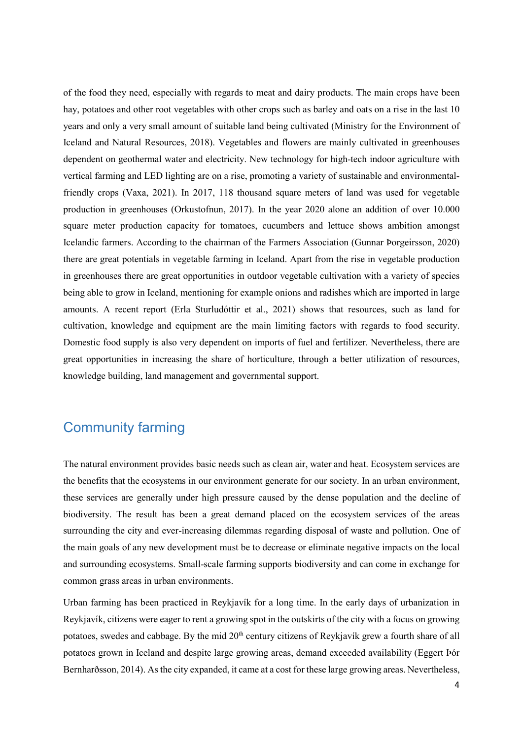of the food they need, especially with regards to meat and dairy products. The main crops have been hay, potatoes and other root vegetables with other crops such as barley and oats on a rise in the last 10 years and only a very small amount of suitable land being cultivated (Ministry for the Environment of Iceland and Natural Resources, 2018). Vegetables and flowers are mainly cultivated in greenhouses dependent on geothermal water and electricity. New technology for high-tech indoor agriculture with vertical farming and LED lighting are on a rise, promoting a variety of sustainable and environmental-friendly crops (Vaxa, 2021). In 2017, 118 thousand square meters of land was used for vegetable production in greenhouses (Orkustofnun, 2017). In the year 2020 alone an addition of over 10.000 square meter production capacity for tomatoes, cucumbers and lettuce shows ambition amongst Icelandic farmers. According to the chairman of the Farmers Association (Gunnar Þorgeirsson, 2020) there are great potentials in vegetable farming in Iceland. Apart from the rise in vegetable production in greenhouses there are great opportunities in outdoor vegetable cultivation with a variety of species being able to grow in Iceland, mentioning for example onions and radishes which are imported in large amounts. A recent report (Erla Sturludóttir et al., 2021) shows that resources, such as land for cultivation, knowledge and equipment are the main limiting factors with regards to food security. Domestic food supply is also very dependent on imports of fuel and fertilizer. Nevertheless, there are great opportunities in increasing the share of horticulture, through a better utilization of resources, knowledge building, land management and governmental support.

## Community farming

The natural environment provides basic needs such as clean air, water and heat. Ecosystem services are the benefits that the ecosystems in our environment generate for our society. In an urban environment, these services are generally under high pressure caused by the dense population and the decline of biodiversity. The result has been a great demand placed on the ecosystem services of the areas surrounding the city and ever-increasing dilemmas regarding disposal of waste and pollution. One of the main goals of any new development must be to decrease or eliminate negative impacts on the local and surrounding ecosystems. Small-scale farming supports biodiversity and can come in exchange for common grass areas in urban environments.

Urban farming has been practiced in Reykjavík for a long time. In the early days of urbanization in Reykjavík, citizens were eager to rent a growing spot in the outskirts of the city with a focus on growing potatoes, swedes and cabbage. By the mid 20th century citizens of Reykjavík grew a fourth share of all potatoes grown in Iceland and despite large growing areas, demand exceeded availability (Eggert Þór Bernharðsson, 2014). As the city expanded, it came at a cost for these large growing areas. Nevertheless,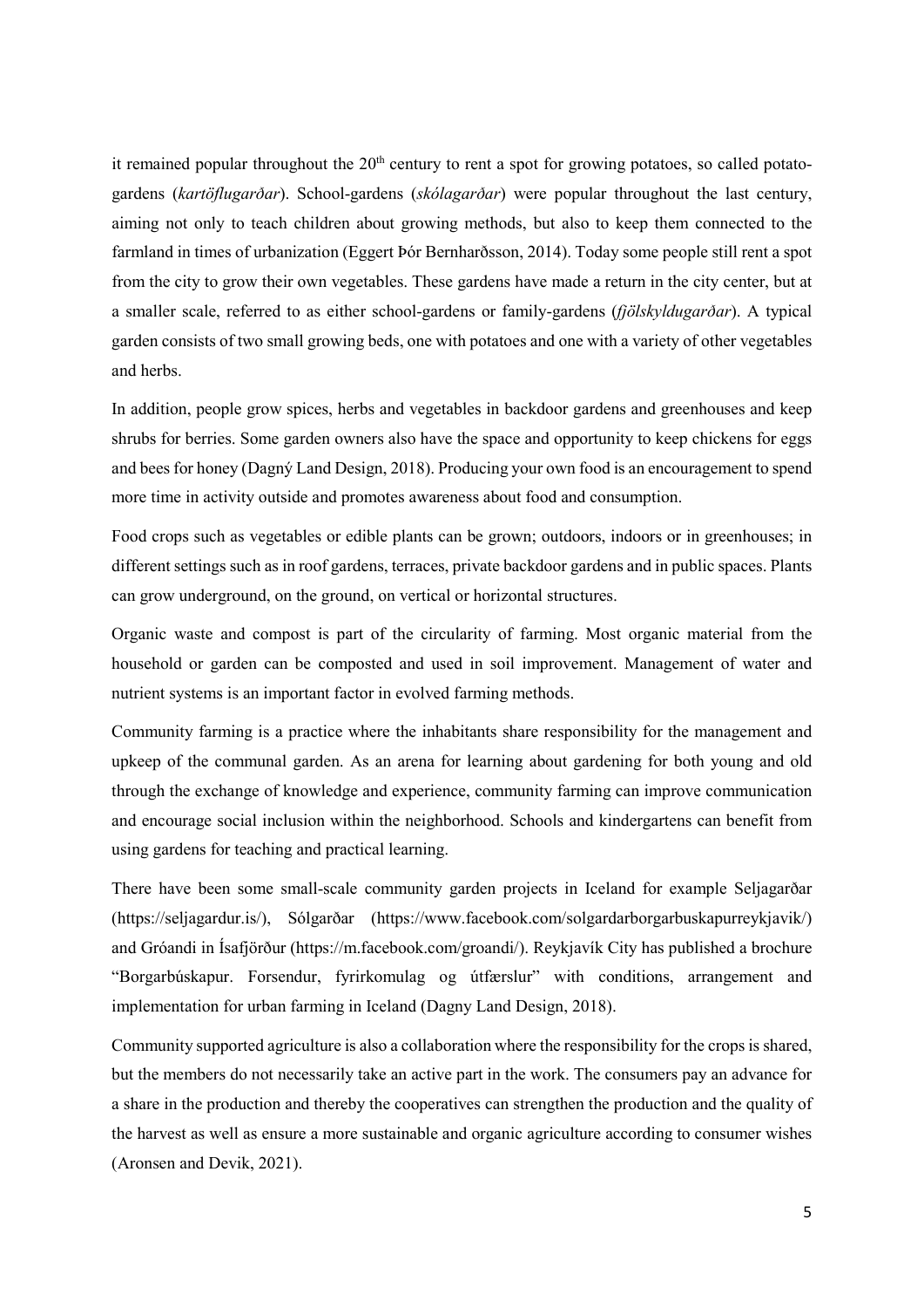it remained popular throughout the 20th century to rent a spot for growing potatoes, so called potato-gardens (*kartöflugarðar*). School-gardens (*skólagarðar*) were popular throughout the last century, aiming not only to teach children about growing methods, but also to keep them connected to the farmland in times of urbanization (Eggert Þór Bernharðsson, 2014). Today some people still rent a spot from the city to grow their own vegetables. These gardens have made a return in the city center, but at a smaller scale, referred to as either school-gardens or family-gardens (*fjölskyldugarðar*). A typical garden consists of two small growing beds, one with potatoes and one with a variety of other vegetables and herbs.

In addition, people grow spices, herbs and vegetables in backdoor gardens and greenhouses and keep shrubs for berries. Some garden owners also have the space and opportunity to keep chickens for eggs and bees for honey (Dagný Land Design, 2018). Producing your own food is an encouragement to spend more time in activity outside and promotes awareness about food and consumption.

Food crops such as vegetables or edible plants can be grown; outdoors, indoors or in greenhouses; in different settings such as in roof gardens, terraces, private backdoor gardens and in public spaces. Plants can grow underground, on the ground, on vertical or horizontal structures.

Organic waste and compost is part of the circularity of farming. Most organic material from the household or garden can be composted and used in soil improvement. Management of water and nutrient systems is an important factor in evolved farming methods.

Community farming is a practice where the inhabitants share responsibility for the management and upkeep of the communal garden. As an arena for learning about gardening for both young and old through the exchange of knowledge and experience, community farming can improve communication and encourage social inclusion within the neighborhood. Schools and kindergartens can benefit from using gardens for teaching and practical learning.

There have been some small-scale community garden projects in Iceland for example Seljagarðar (https://seljagardur.is/), Sólgarðar (https://www.facebook.com/solgardarborgarbuskapurreykjavik/) and Gróandi in Ísafjörður (https://m.facebook.com/groandi/). Reykjavík City has published a brochure "Borgarbúskapur. Forsendur, fyrirkomulag og útfærslur" with conditions, arrangement and implementation for urban farming in Iceland (Dagny Land Design, 2018).

Community supported agriculture is also a collaboration where the responsibility for the crops is shared, but the members do not necessarily take an active part in the work. The consumers pay an advance for a share in the production and thereby the cooperatives can strengthen the production and the quality of the harvest as well as ensure a more sustainable and organic agriculture according to consumer wishes (Aronsen and Devik, 2021).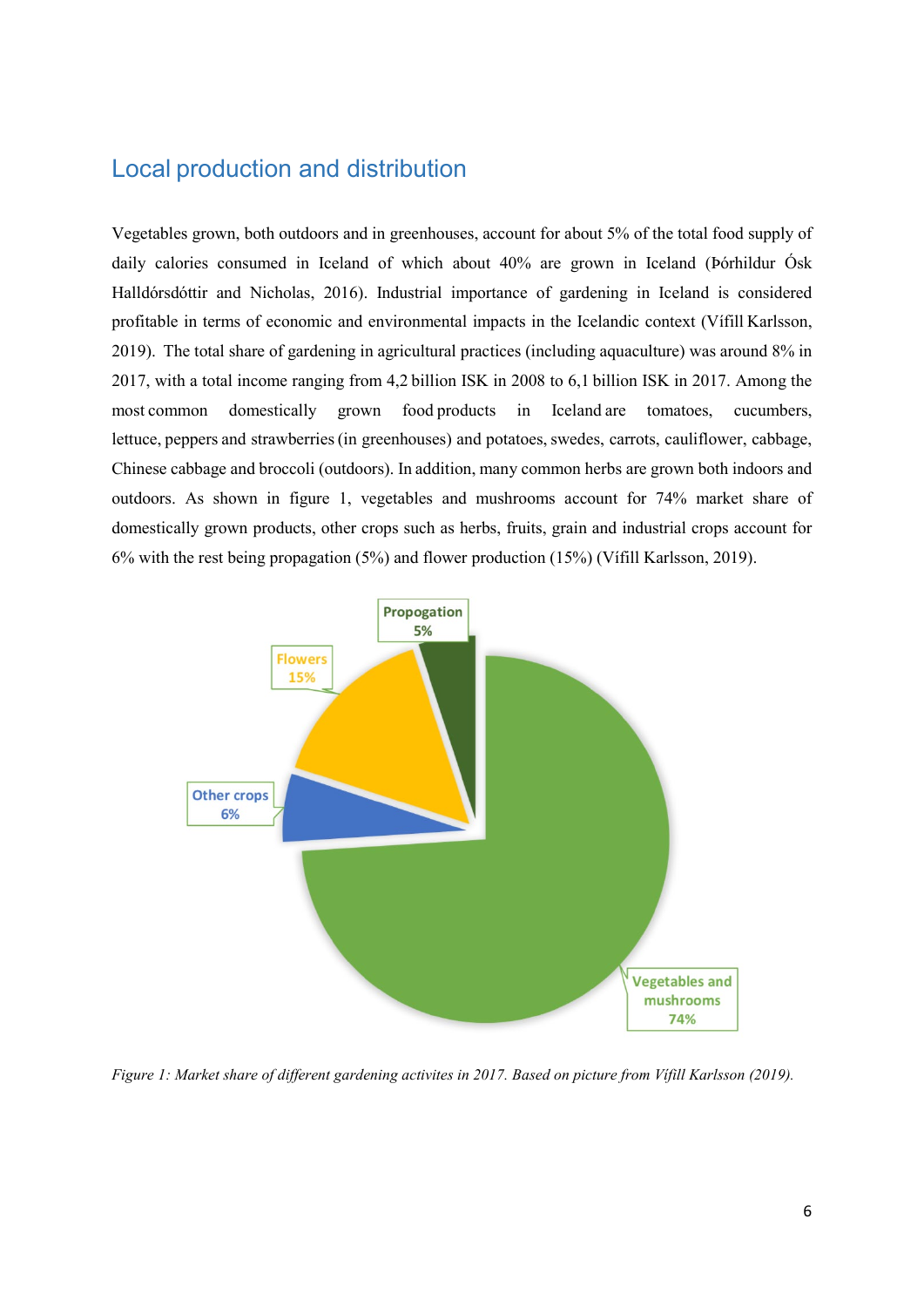## Local production and distribution

Vegetables grown, both outdoors and in greenhouses, account for about 5% of the total food supply of daily calories consumed in Iceland of which about 40% are grown in Iceland (Þórhildur Ósk Halldórsdóttir and Nicholas, 2016). Industrial importance of gardening in Iceland is considered profitable in terms of economic and environmental impacts in the Icelandic context (Vífill Karlsson, 2019). The total share of gardening in agricultural practices (including aquaculture) was around 8% in 2017, with a total income ranging from 4,2 billion ISK in 2008 to 6,1 billion ISK in 2017. Among the most common domestically grown food products in Iceland are tomatoes, cucumbers, lettuce, peppers and strawberries (in greenhouses) and potatoes, swedes, carrots, cauliflower, cabbage, Chinese cabbage and broccoli (outdoors). In addition, many common herbs are grown both indoors and outdoors. As shown in figure 1, vegetables and mushrooms account for 74% market share of domestically grown products, other crops such as herbs, fruits, grain and industrial crops account for 6% with the rest being propagation (5%) and flower production (15%) (Vífill Karlsson, 2019).

Propogation 5%

Flowers 15%

Other crops 6%

Vegetables and mushrooms 74%

*Figure 1: Market share of different gardening activites in 2017. Based on picture from Vífill Karlsson (2019).*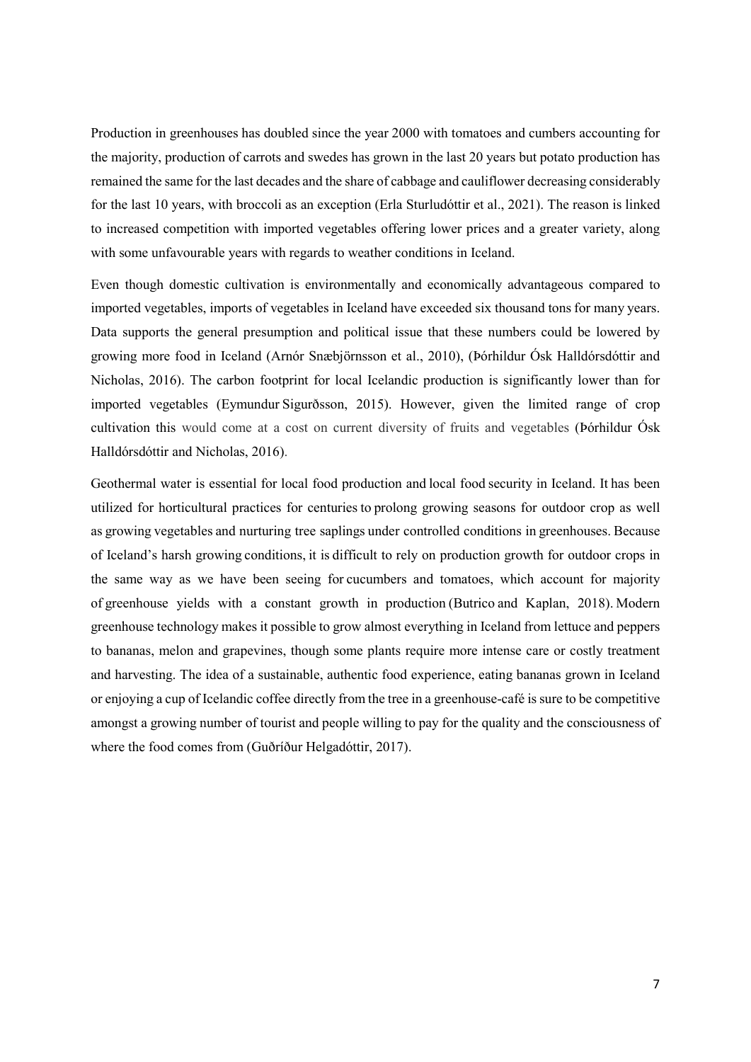Production in greenhouses has doubled since the year 2000 with tomatoes and cumbers accounting for the majority, production of carrots and swedes has grown in the last 20 years but potato production has remained the same for the last decades and the share of cabbage and cauliflower decreasing considerably for the last 10 years, with broccoli as an exception (Erla Sturludóttir et al., 2021). The reason is linked to increased competition with imported vegetables offering lower prices and a greater variety, along with some unfavourable years with regards to weather conditions in Iceland.

Even though domestic cultivation is environmentally and economically advantageous compared to imported vegetables, imports of vegetables in Iceland have exceeded six thousand tons for many years. Data supports the general presumption and political issue that these numbers could be lowered by growing more food in Iceland (Arnór Snæbjörnsson et al., 2010), (Þórhildur Ósk Halldórsdóttir and Nicholas, 2016). The carbon footprint for local Icelandic production is significantly lower than for imported vegetables (Eymundur Sigurðsson, 2015). However, given the limited range of crop cultivation this would come at a cost on current diversity of fruits and vegetables (Þórhildur Ósk Halldórsdóttir and Nicholas, 2016).

Geothermal water is essential for local food production and local food security in Iceland. It has been utilized for horticultural practices for centuries to prolong growing seasons for outdoor crop as well as growing vegetables and nurturing tree saplings under controlled conditions in greenhouses. Because of Iceland's harsh growing conditions, it is difficult to rely on production growth for outdoor crops in the same way as we have been seeing for cucumbers and tomatoes, which account for majority of greenhouse yields with a constant growth in production (Butrico and Kaplan, 2018). Modern greenhouse technology makes it possible to grow almost everything in Iceland from lettuce and peppers to bananas, melon and grapevines, though some plants require more intense care or costly treatment and harvesting. The idea of a sustainable, authentic food experience, eating bananas grown in Iceland or enjoying a cup of Icelandic coffee directly from the tree in a greenhouse-café is sure to be competitive amongst a growing number of tourist and people willing to pay for the quality and the consciousness of where the food comes from (Guðríður Helgadóttir, 2017).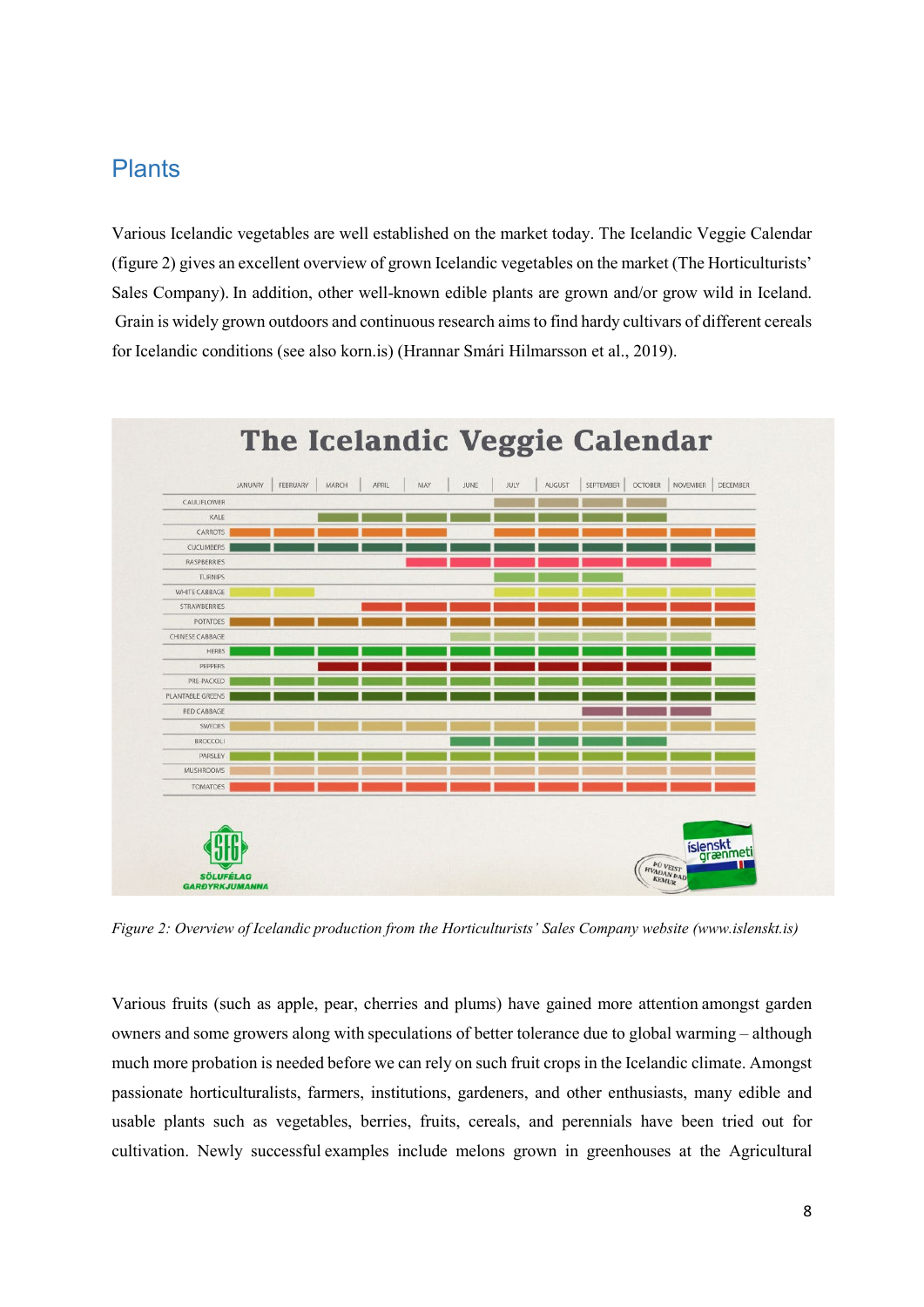## Plants

Various Icelandic vegetables are well established on the market today. The Icelandic Veggie Calendar (figure 2) gives an excellent overview of grown Icelandic vegetables on the market (The Horticulturists' Sales Company). In addition, other well-known edible plants are grown and/or grow wild in Iceland. Grain is widely grown outdoors and continuous research aims to find hardy cultivars of different cereals for Icelandic conditions (see also korn.is) (Hrannar Smári Hilmarsson et al., 2019).

*Figure 2: Overview of Icelandic production from the Horticulturists' Sales Company website (www.islenskt.is)*

Various fruits (such as apple, pear, cherries and plums) have gained more attention amongst garden owners and some growers along with speculations of better tolerance due to global warming – although much more probation is needed before we can rely on such fruit crops in the Icelandic climate. Amongst passionate horticulturalists, farmers, institutions, gardeners, and other enthusiasts, many edible and usable plants such as vegetables, berries, fruits, cereals, and perennials have been tried out for cultivation. Newly successful examples include melons grown in greenhouses at the Agricultural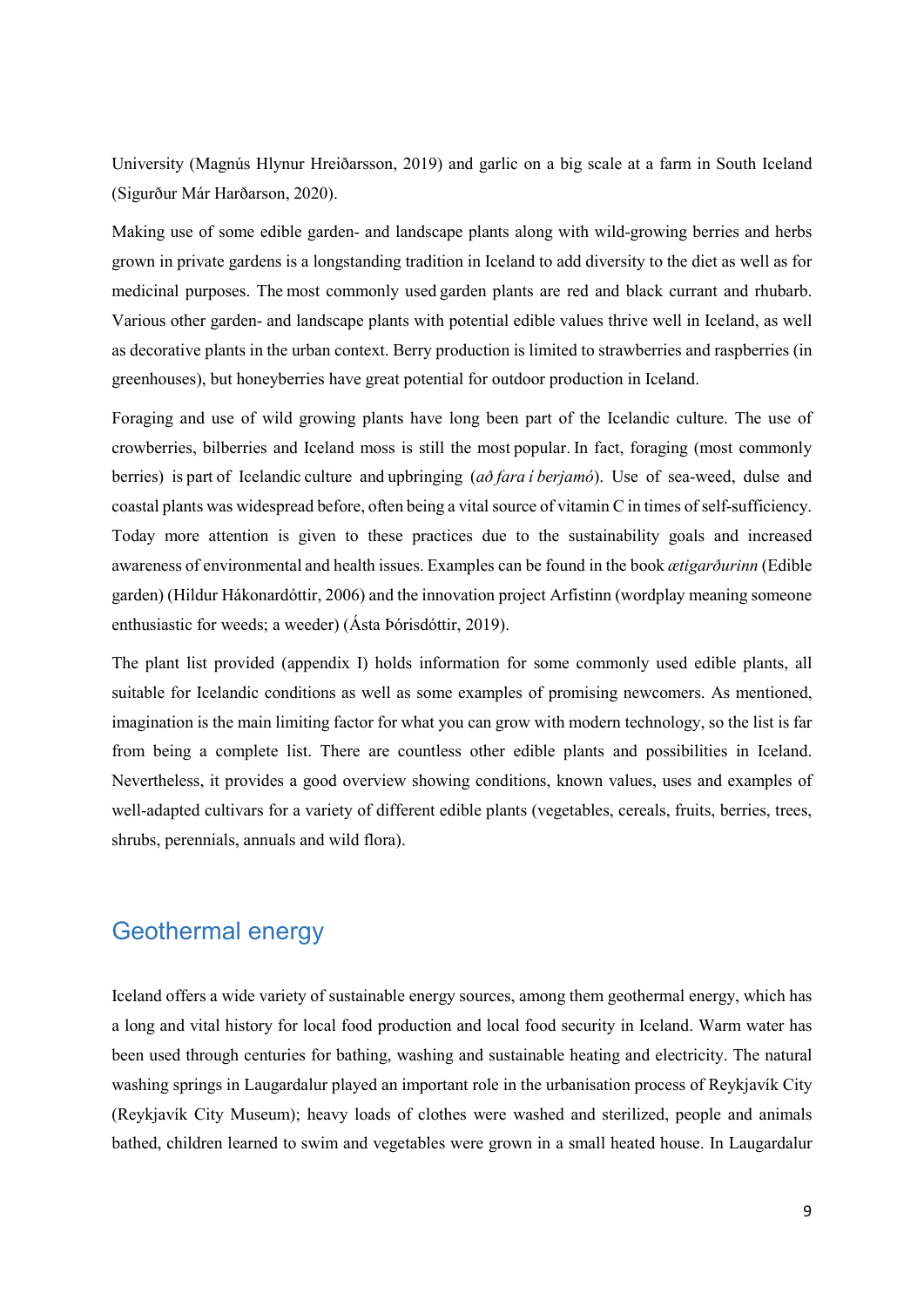University (Magnús Hlynur Hreiðarsson, 2019) and garlic on a big scale at a farm in South Iceland (Sigurður Már Harðarson, 2020).

Making use of some edible garden- and landscape plants along with wild-growing berries and herbs grown in private gardens is a longstanding tradition in Iceland to add diversity to the diet as well as for medicinal purposes. The most commonly used garden plants are red and black currant and rhubarb. Various other garden- and landscape plants with potential edible values thrive well in Iceland, as well as decorative plants in the urban context. Berry production is limited to strawberries and raspberries (in greenhouses), but honeyberries have great potential for outdoor production in Iceland.

Foraging and use of wild growing plants have long been part of the Icelandic culture. The use of crowberries, bilberries and Iceland moss is still the most popular. In fact, foraging (most commonly berries) is part of Icelandic culture and upbringing (*að fara í berjamó*). Use of sea-weed, dulse and coastal plants was widespread before, often being a vital source of vitamin C in times of self-sufficiency. Today more attention is given to these practices due to the sustainability goals and increased awareness of environmental and health issues. Examples can be found in the book *ætigarðurinn* (Edible garden) (Hildur Hákonardóttir, 2006) and the innovation project Arfistinn (wordplay meaning someone enthusiastic for weeds; a weeder) (Ásta Þórisdóttir, 2019).

The plant list provided (appendix I) holds information for some commonly used edible plants, all suitable for Icelandic conditions as well as some examples of promising newcomers. As mentioned, imagination is the main limiting factor for what you can grow with modern technology, so the list is far from being a complete list. There are countless other edible plants and possibilities in Iceland. Nevertheless, it provides a good overview showing conditions, known values, uses and examples of well-adapted cultivars for a variety of different edible plants (vegetables, cereals, fruits, berries, trees, shrubs, perennials, annuals and wild flora).

## Geothermal energy

Iceland offers a wide variety of sustainable energy sources, among them geothermal energy, which has a long and vital history for local food production and local food security in Iceland. Warm water has been used through centuries for bathing, washing and sustainable heating and electricity. The natural washing springs in Laugardalur played an important role in the urbanisation process of Reykjavík City (Reykjavík City Museum); heavy loads of clothes were washed and sterilized, people and animals bathed, children learned to swim and vegetables were grown in a small heated house. In Laugardalur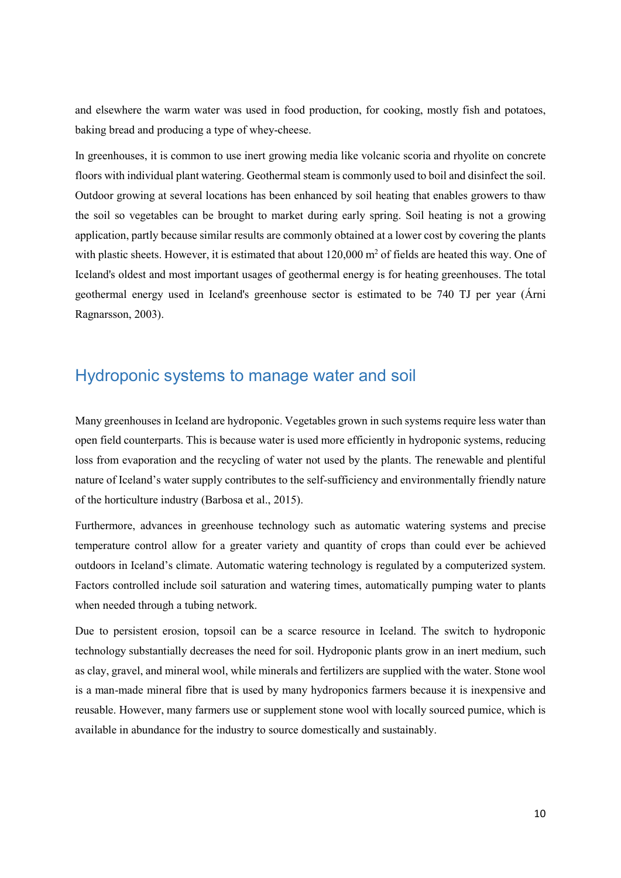and elsewhere the warm water was used in food production, for cooking, mostly fish and potatoes, baking bread and producing a type of whey-cheese.

In greenhouses, it is common to use inert growing media like volcanic scoria and rhyolite on concrete floors with individual plant watering. Geothermal steam is commonly used to boil and disinfect the soil. Outdoor growing at several locations has been enhanced by soil heating that enables growers to thaw the soil so vegetables can be brought to market during early spring. Soil heating is not a growing application, partly because similar results are commonly obtained at a lower cost by covering the plants with plastic sheets. However, it is estimated that about 120,000 $m^2$ of fields are heated this way. One of Iceland's oldest and most important usages of geothermal energy is for heating greenhouses. The total geothermal energy used in Iceland's greenhouse sector is estimated to be 740 TJ per year (Árni Ragnarsson, 2003).

## Hydroponic systems to manage water and soil

Many greenhouses in Iceland are hydroponic. Vegetables grown in such systems require less water than open field counterparts. This is because water is used more efficiently in hydroponic systems, reducing loss from evaporation and the recycling of water not used by the plants. The renewable and plentiful nature of Iceland's water supply contributes to the self-sufficiency and environmentally friendly nature of the horticulture industry (Barbosa et al., 2015).

Furthermore, advances in greenhouse technology such as automatic watering systems and precise temperature control allow for a greater variety and quantity of crops than could ever be achieved outdoors in Iceland's climate. Automatic watering technology is regulated by a computerized system. Factors controlled include soil saturation and watering times, automatically pumping water to plants when needed through a tubing network.

Due to persistent erosion, topsoil can be a scarce resource in Iceland. The switch to hydroponic technology substantially decreases the need for soil. Hydroponic plants grow in an inert medium, such as clay, gravel, and mineral wool, while minerals and fertilizers are supplied with the water. Stone wool is a man-made mineral fibre that is used by many hydroponics farmers because it is inexpensive and reusable. However, many farmers use or supplement stone wool with locally sourced pumice, which is available in abundance for the industry to source domestically and sustainably.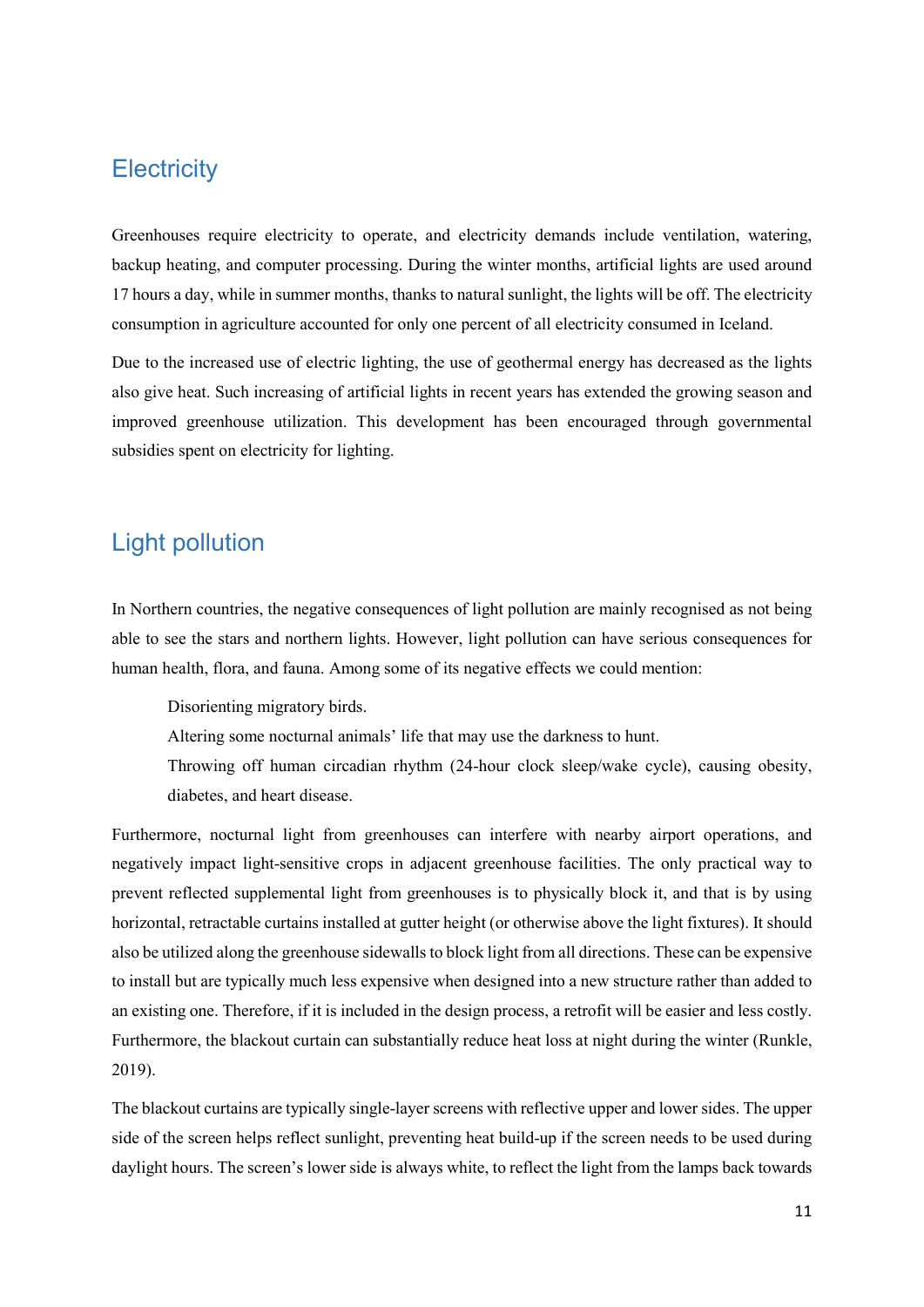## Electricity

Greenhouses require electricity to operate, and electricity demands include ventilation, watering, backup heating, and computer processing. During the winter months, artificial lights are used around 17 hours a day, while in summer months, thanks to natural sunlight, the lights will be off. The electricity consumption in agriculture accounted for only one percent of all electricity consumed in Iceland.

Due to the increased use of electric lighting, the use of geothermal energy has decreased as the lights also give heat. Such increasing of artificial lights in recent years has extended the growing season and improved greenhouse utilization. This development has been encouraged through governmental subsidies spent on electricity for lighting.

## Light pollution

In Northern countries, the negative consequences of light pollution are mainly recognised as not being able to see the stars and northern lights. However, light pollution can have serious consequences for human health, flora, and fauna. Among some of its negative effects we could mention:

- Disorienting migratory birds.
- Altering some nocturnal animals' life that may use the darkness to hunt.
- Throwing off human circadian rhythm (24-hour clock sleep/wake cycle), causing obesity, diabetes, and heart disease.

Furthermore, nocturnal light from greenhouses can interfere with nearby airport operations, and negatively impact light-sensitive crops in adjacent greenhouse facilities. The only practical way to prevent reflected supplemental light from greenhouses is to physically block it, and that is by using horizontal, retractable curtains installed at gutter height (or otherwise above the light fixtures). It should also be utilized along the greenhouse sidewalls to block light from all directions. These can be expensive to install but are typically much less expensive when designed into a new structure rather than added to an existing one. Therefore, if it is included in the design process, a retrofit will be easier and less costly. Furthermore, the blackout curtain can substantially reduce heat loss at night during the winter (Runkle, 2019).

The blackout curtains are typically single-layer screens with reflective upper and lower sides. The upper side of the screen helps reflect sunlight, preventing heat build-up if the screen needs to be used during daylight hours. The screen's lower side is always white, to reflect the light from the lamps back towards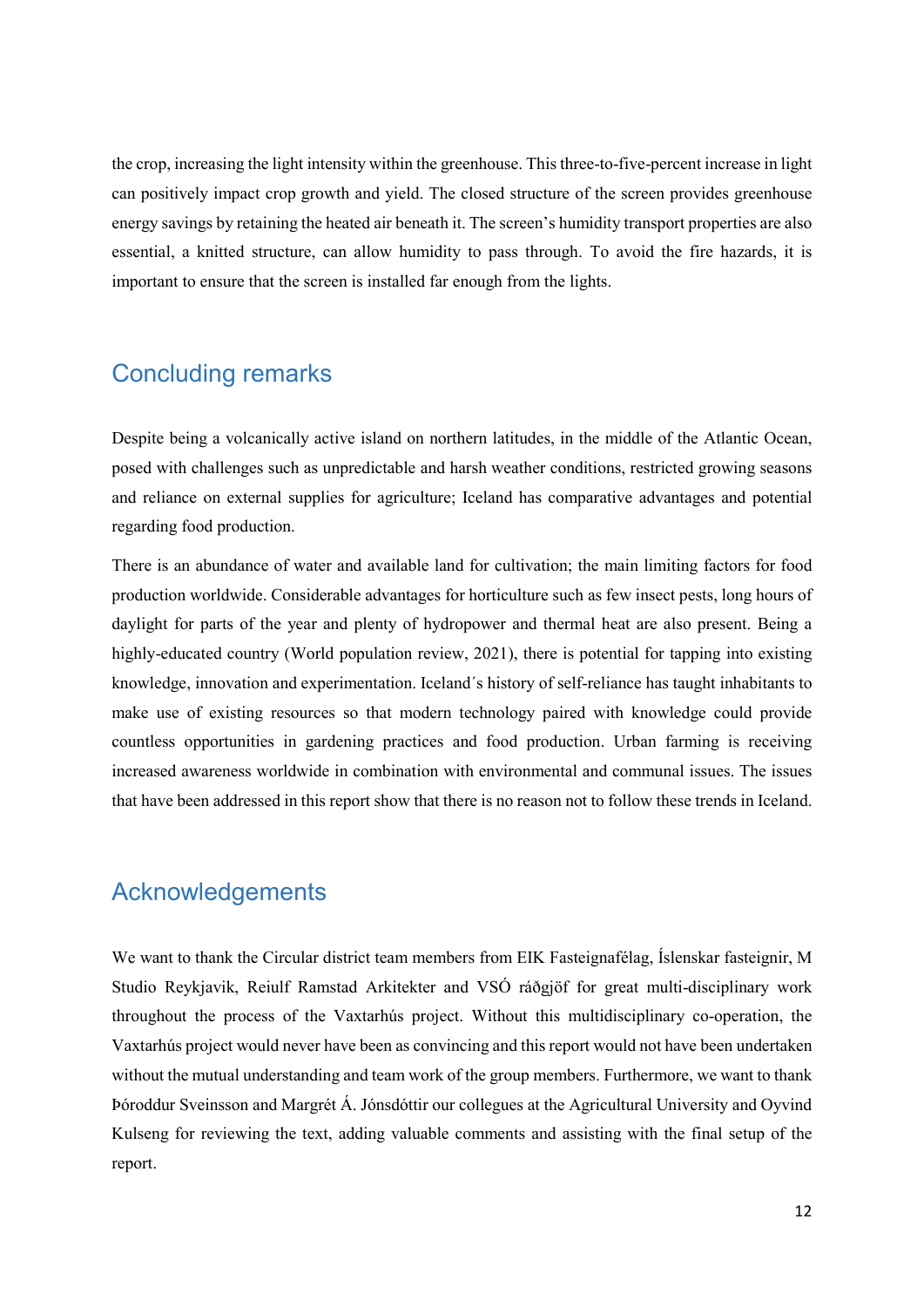the crop, increasing the light intensity within the greenhouse. This three-to-five-percent increase in light can positively impact crop growth and yield. The closed structure of the screen provides greenhouse energy savings by retaining the heated air beneath it. The screen's humidity transport properties are also essential, a knitted structure, can allow humidity to pass through. To avoid the fire hazards, it is important to ensure that the screen is installed far enough from the lights.

## Concluding remarks

Despite being a volcanically active island on northern latitudes, in the middle of the Atlantic Ocean, posed with challenges such as unpredictable and harsh weather conditions, restricted growing seasons and reliance on external supplies for agriculture; Iceland has comparative advantages and potential regarding food production.

There is an abundance of water and available land for cultivation; the main limiting factors for food production worldwide. Considerable advantages for horticulture such as few insect pests, long hours of daylight for parts of the year and plenty of hydropower and thermal heat are also present. Being a highly-educated country (World population review, 2021), there is potential for tapping into existing knowledge, innovation and experimentation. Iceland´s history of self-reliance has taught inhabitants to make use of existing resources so that modern technology paired with knowledge could provide countless opportunities in gardening practices and food production. Urban farming is receiving increased awareness worldwide in combination with environmental and communal issues. The issues that have been addressed in this report show that there is no reason not to follow these trends in Iceland.

## Acknowledgements

We want to thank the Circular district team members from EIK Fasteignafélag, Íslenskar fasteignir, M Studio Reykjavik, Reiulf Ramstad Arkitekter and VSÓ ráðgjöf for great multi-disciplinary work throughout the process of the Vaxtarhús project. Without this multidisciplinary co-operation, the Vaxtarhús project would never have been as convincing and this report would not have been undertaken without the mutual understanding and team work of the group members. Furthermore, we want to thank Þóroddur Sveinsson and Margrét Á. Jónsdóttir our collegues at the Agricultural University and Oyvind Kulseng for reviewing the text, adding valuable comments and assisting with the final setup of the report.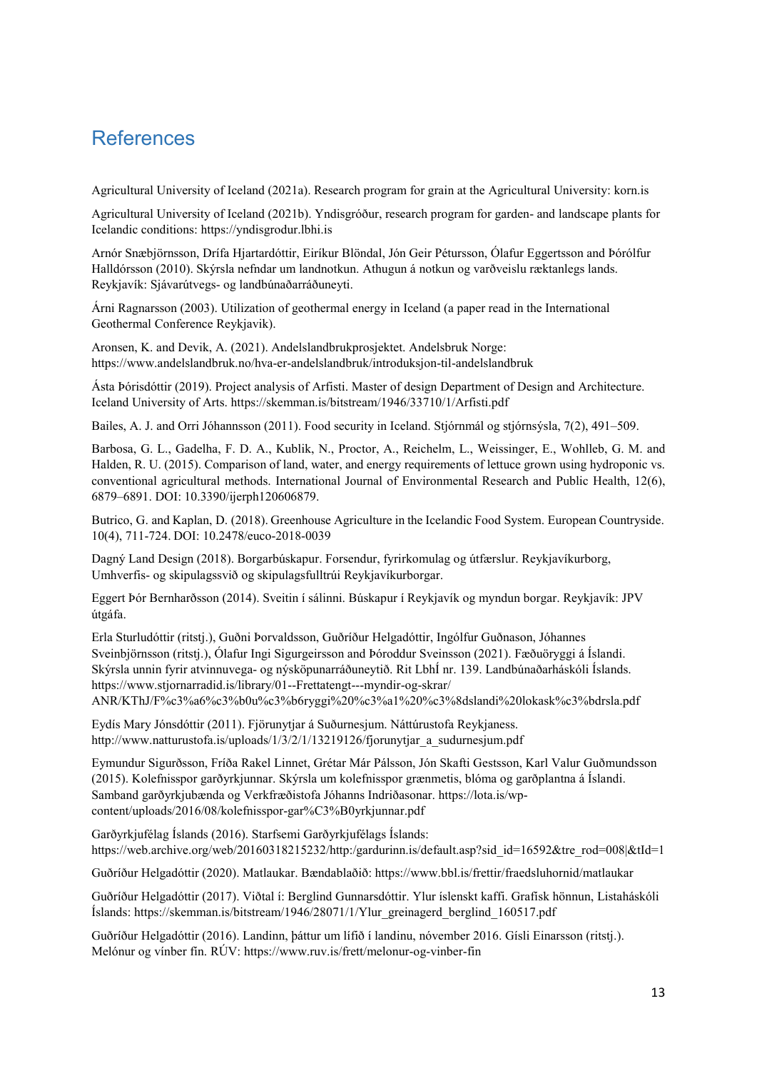# References

Agricultural University of Iceland (2021a). Research program for grain at the Agricultural University: korn.is

Agricultural University of Iceland (2021b). Yndisgróður, research program for garden- and landscape plants for Icelandic conditions: https://yndisgrodur.lbhi.is

Arnór Snæbjörnsson, Drífa Hjartardóttir, Eiríkur Blöndal, Jón Geir Pétursson, Ólafur Eggertsson and Þórólfur Halldórsson (2010). Skýrsla nefndar um landnotkun. Athugun á notkun og varðveislu ræktanlegs lands. Reykjavík: Sjávarútvegs- og landbúnaðarráðuneyti.

Árni Ragnarsson (2003). Utilization of geothermal energy in Iceland (a paper read in the International Geothermal Conference Reykjavik).

Aronsen, K. and Devik, A. (2021). Andelslandbrukprosjektet. Andelsbruk Norge: https://www.andelslandbruk.no/hva-er-andelslandbruk/introduksjon-til-andelslandbruk

Ásta Þórisdóttir (2019). Project analysis of Arfisti. Master of design Department of Design and Architecture. Iceland University of Arts. https://skemman.is/bitstream/1946/33710/1/Arfisti.pdf

Bailes, A. J. and Orri Jóhannsson (2011). Food security in Iceland. Stjórnmál og stjórnsýsla, 7(2), 491–509.

Barbosa, G. L., Gadelha, F. D. A., Kublik, N., Proctor, A., Reichelm, L., Weissinger, E., Wohlleb, G. M. and Halden, R. U. (2015). Comparison of land, water, and energy requirements of lettuce grown using hydroponic vs. conventional agricultural methods. International Journal of Environmental Research and Public Health, 12(6), 6879–6891. DOI: 10.3390/ijerph120606879.

Butrico, G. and Kaplan, D. (2018). Greenhouse Agriculture in the Icelandic Food System. European Countryside. 10(4), 711-724. DOI: 10.2478/euco-2018-0039

Dagný Land Design (2018). Borgarbúskapur. Forsendur, fyrirkomulag og útfærslur. Reykjavíkurborg, Umhverfis- og skipulagssvið og skipulagsfulltrúi Reykjavíkurborgar.

Eggert Þór Bernharðsson (2014). Sveitin í sálinni. Búskapur í Reykjavík og myndun borgar. Reykjavík: JPV útgáfa.

Erla Sturludóttir (ritstj.), Guðni Þorvaldsson, Guðríður Helgadóttir, Ingólfur Guðnason, Jóhannes Sveinbjörnsson (ritstj.), Ólafur Ingi Sigurgeirsson and Þóroddur Sveinsson (2021). Fæðuöryggi á Íslandi. Skýrsla unnin fyrir atvinnuvega- og nýsköpunarráðuneytið. Rit LbhÍ nr. 139. Landbúnaðarháskóli Íslands. https://www.stjornarradid.is/library/01--Frettatengt---myndir-og-skrar/ANR/KThJ/F%c3%a6%c3%b0u%c3%b6ryggi%20%c3%a1%20%c3%8dslandi%20lokask%c3%bdrsla.pdf

Eydís Mary Jónsdóttir (2011). Fjörunytjar á Suðurnesjum. Náttúrustofa Reykjaness. http://www.natturustofa.is/uploads/1/3/2/1/13219126/fjorunytjar_a_sudurnesjum.pdf

Eymundur Sigurðsson, Fríða Rakel Linnet, Grétar Már Pálsson, Jón Skafti Gestsson, Karl Valur Guðmundsson (2015). Kolefnisspor garðyrkjunnar. Skýrsla um kolefnisspor grænmetis, blóma og garðplantna á Íslandi. Samband garðyrkjubænda og Verkfræðistofa Jóhanns Indriðasonar. https://lota.is/wp-content/uploads/2016/08/kolefnisspor-gar%C3%B0yrkjunnar.pdf

Garðyrkjufélag Íslands (2016). Starfsemi Garðyrkjufélags Íslands: https://web.archive.org/web/20160318215232/http:/gardurinn.is/default.asp?sid_id=16592&tre_rod=008|&tId=1

Guðríður Helgadóttir (2020). Matlaukar. Bændablaðið: https://www.bbl.is/frettir/fraedsluhornid/matlaukar

Guðríður Helgadóttir (2017). Viðtal í: Berglind Gunnarsdóttir. Ylur íslenskt kaffi. Grafísk hönnun, Listaháskóli Íslands: https://skemman.is/bitstream/1946/28071/1/Ylur_greinagerd_berglind_160517.pdf

Guðríður Helgadóttir (2016). Landinn, þáttur um lífið í landinu, nóvember 2016. Gísli Einarsson (ritstj.). Melónur og vínber fín. RÚV: https://www.ruv.is/frett/melonur-og-vinber-fin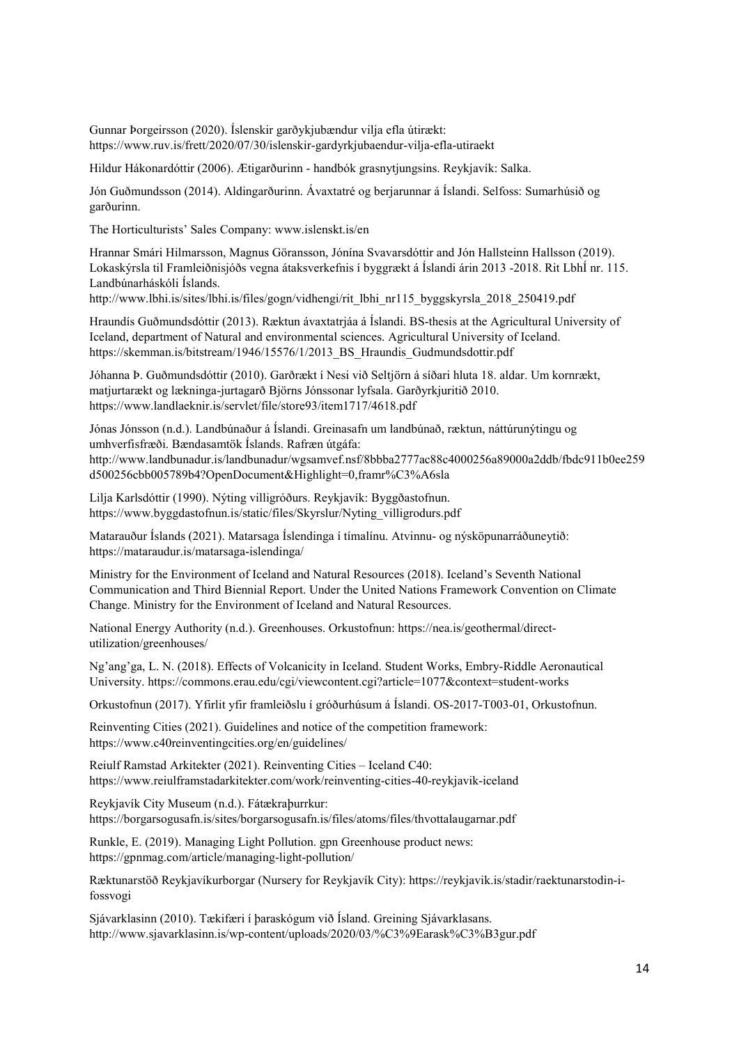Gunnar Þorgeirsson (2020). Íslenskir garðyrkjubændur vilja efla útirækt: https://www.ruv.is/frett/2020/07/30/islenskir-gardyrkjubaendur-vilja-efla-utiraekt

Hildur Hákonardóttir (2006). Ætigarðurinn - handbók grasnytjungsins. Reykjavík: Salka.

Jón Guðmundsson (2014). Aldingarðurinn. Ávaxtatré og berjarunnar á Íslandi. Selfoss: Sumarhúsið og garðurinn.

The Horticulturists' Sales Company: www.islenskt.is/en

Hrannar Smári Hilmarsson, Magnus Göransson, Jónína Svavarsdóttir and Jón Hallsteinn Hallsson (2019). Lokaskýrsla til Framleiðnisjóðs vegna átaksverkefnis í byggrækt á Íslandi árin 2013 -2018. Rit LbhÍ nr. 115. Landbúnarháskóli Íslands. http://www.lbhi.is/sites/lbhi.is/files/gogn/vidhengi/rit_lbhi_nr115_byggskyrsla_2018_250419.pdf

Hraundís Guðmundsdóttir (2013). Ræktun ávaxtatrjáa á Íslandi. BS-thesis at the Agricultural University of Iceland, department of Natural and environmental sciences. Agricultural University of Iceland. https://skemman.is/bitstream/1946/15576/1/2013_BS_Hraundis_Gudmundsdottir.pdf

Jóhanna Þ. Guðmundsdóttir (2010). Garðrækt í Nesi við Seltjörn á síðari hluta 18. aldar. Um kornrækt, matjurtarækt og lækninga-jurtagarð Björns Jónssonar lyfsala. Garðyrkjuritið 2010. https://www.landlaeknir.is/servlet/file/store93/item1717/4618.pdf

Jónas Jónsson (n.d.). Landbúnaður á Íslandi. Greinasafn um landbúnað, ræktun, náttúrunýtingu og umhverfisfræði. Bændasamtök Íslands. Rafræn útgáfa: http://www.landbunadur.is/landbunadur/wgsamvef.nsf/8bbba2777ac88c4000256a89000a2ddb/fbdc911b0ee259d500256cbb005789b4?OpenDocument&Highlight=0,framr%C3%A6sla

Lilja Karlsdóttir (1990). Nýting villigróðurs. Reykjavík: Byggðastofnun. https://www.byggdastofnun.is/static/files/Skyrslur/Nyting_villigrodurs.pdf

Matarauður Íslands (2021). Matarsaga Íslendinga í tímalínu. Atvinnu- og nýsköpunarráðuneytið: https://mataraudur.is/matarsaga-islendinga/

Ministry for the Environment of Iceland and Natural Resources (2018). Iceland's Seventh National Communication and Third Biennial Report. Under the United Nations Framework Convention on Climate Change. Ministry for the Environment of Iceland and Natural Resources.

National Energy Authority (n.d.). Greenhouses. Orkustofnun: https://nea.is/geothermal/direct-utilization/greenhouses/

Ng'ang'ga, L. N. (2018). Effects of Volcanicity in Iceland. Student Works, Embry-Riddle Aeronautical University. https://commons.erau.edu/cgi/viewcontent.cgi?article=1077&context=student-works

Orkustofnun (2017). Yfirlit yfir framleiðslu í gróðurhúsum á Íslandi. OS-2017-T003-01, Orkustofnun.

Reinventing Cities (2021). Guidelines and notice of the competition framework: https://www.c40reinventingcities.org/en/guidelines/

Reiulf Ramstad Arkitekter (2021). Reinventing Cities – Iceland C40: https://www.reiulframstadarkitekter.com/work/reinventing-cities-40-reykjavik-iceland

Reykjavík City Museum (n.d.). Fátækraþurrkur: https://borgarsogusafn.is/sites/borgarsogusafn.is/files/atoms/files/thvottalaugarnar.pdf

Runkle, E. (2019). Managing Light Pollution. gpn Greenhouse product news: https://gpnmag.com/article/managing-light-pollution/

Ræktunarstöð Reykjavíkurborgar (Nursery for Reykjavík City): https://reykjavik.is/stadir/raektunarstodin-i-fossvogi

Sjávarklasinn (2010). Tækifæri í þaraskógum við Ísland. Greining Sjávarklasans. http://www.sjavarklasinn.is/wp-content/uploads/2020/03/%C3%9Earask%C3%B3gur.pdf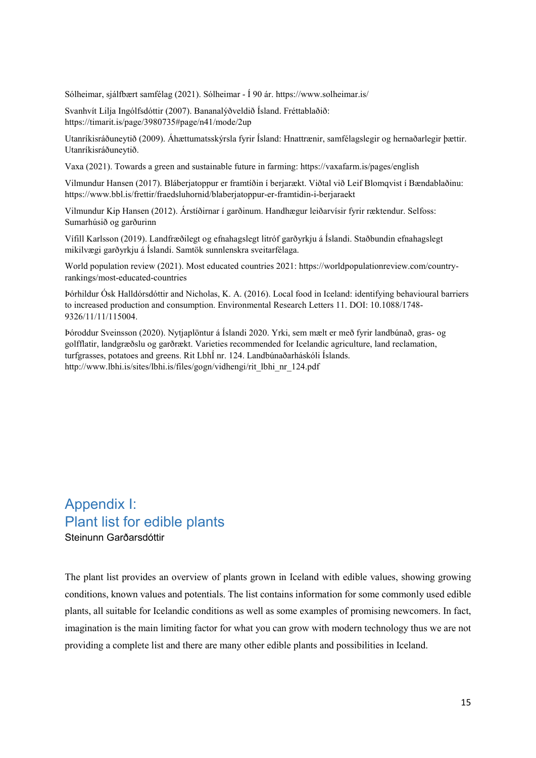Sólheimar, sjálfbært samfélag (2021). Sólheimar - Í 90 ár. https://www.solheimar.is/

Svanhvít Lilja Ingólfsdóttir (2007). Bananalýðveldið Ísland. Fréttablaðið: https://timarit.is/page/3980735#page/n41/mode/2up

Utanríkisráðuneytið (2009). Áhættumatsskýrsla fyrir Ísland: Hnattrænir, samfélagslegir og hernaðarlegir þættir. Utanríkisráðuneytið.

Vaxa (2021). Towards a green and sustainable future in farming: https://vaxafarm.is/pages/english

Vilmundur Hansen (2017). Bláberjatoppur er framtíðin í berjarækt. Viðtal við Leif Blomqvist í Bændablaðinu: https://www.bbl.is/frettir/fraedsluhornid/blaberjatoppur-er-framtidin-i-berjaraekt

Vilmundur Kip Hansen (2012). Árstíðirnar í garðinum. Handhægur leiðarvísir fyrir ræktendur. Selfoss: Sumarhúsið og garðurinn

Vífill Karlsson (2019). Landfræðilegt og efnahagslegt litróf garðyrkju á Íslandi. Staðbundin efnahagslegt mikilvægi garðyrkju á Íslandi. Samtök sunnlenskra sveitarfélaga.

World population review (2021). Most educated countries 2021: https://worldpopulationreview.com/country-rankings/most-educated-countries

Þórhildur Ósk Halldórsdóttir and Nicholas, K. A. (2016). Local food in Iceland: identifying behavioural barriers to increased production and consumption. Environmental Research Letters 11. DOI: 10.1088/1748-9326/11/11/115004.

Þóroddur Sveinsson (2020). Nytjaplöntur á Íslandi 2020. Yrki, sem mælt er með fyrir landbúnað, gras- og golfflatir, landgræðslu og garðrækt. Varieties recommended for Icelandic agriculture, land reclamation, turfgrasses, potatoes and greens. Rit LbhÍ nr. 124. Landbúnaðarháskóli Íslands. http://www.lbhi.is/sites/lbhi.is/files/gogn/vidhengi/rit_lbhi_nr_124.pdf

# Appendix I: Plant list for edible plants

Steinunn Garðarsdóttir

The plant list provides an overview of plants grown in Iceland with edible values, showing growing conditions, known values and potentials. The list contains information for some commonly used edible plants, all suitable for Icelandic conditions as well as some examples of promising newcomers. In fact, imagination is the main limiting factor for what you can grow with modern technology thus we are not providing a complete list and there are many other edible plants and possibilities in Iceland.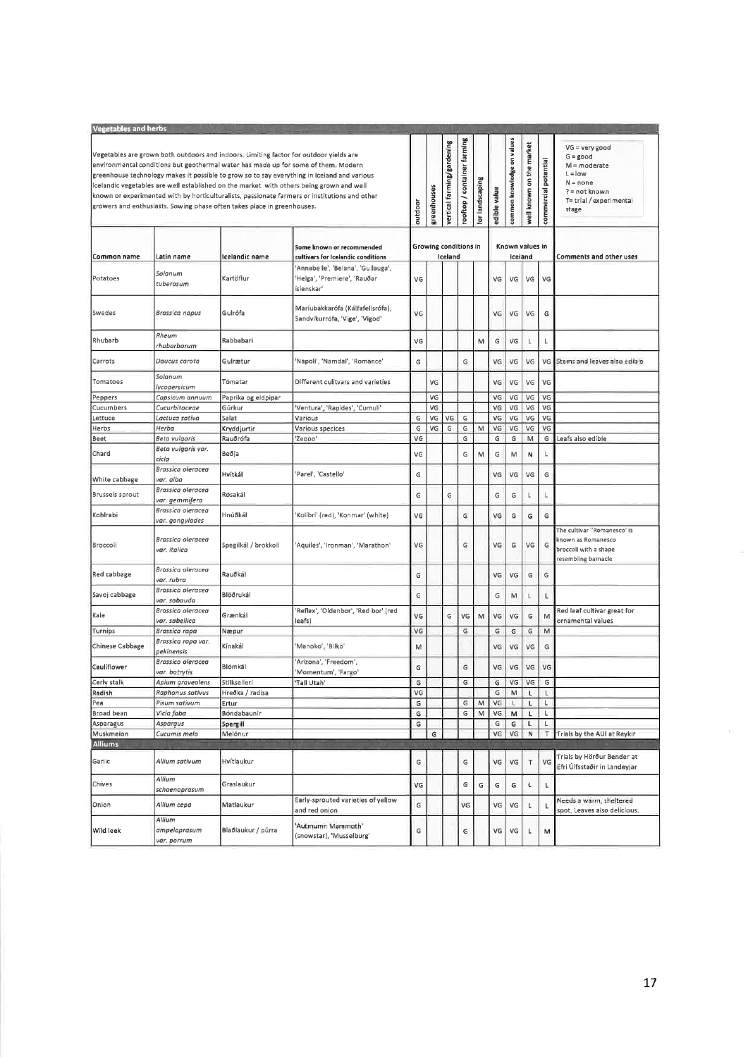## Vegetables and herbs

Vegetables are grown both outdoors and indoors. Limiting factor for outdoor yields are environmental conditions but geothermal water has made up for some of them. Modern greenhouse technology makes it possible to grow so to say everything in Iceland and various Icelandic vegetables are well established on the market with others being grown and well known or experimented with by horticulturalists, passionate farmers or institutions and other growers and enthusiasts. Sowing phase often takes place in greenhouses.

VG = very good
G = good
M = moderate
L = low
N = none
? = not known
T= trial / experimental stage

| Common name | Latin name | Icelandic name | Some known or recommended cultivars for Icelandic conditions | Growing conditions in Iceland: outdoor | greenhouses | vertical farming/gardening | rooftop / container farming | for landscaping | Known values in Iceland: edible value | common knowledge on values | well known on the market | commercial potential | Comments and other uses |
|---|---|---|---|---|---|---|---|---|---|---|---|---|---|
| Potatoes | *Solanum tuberosum* | Kartöflur | 'Annabelle', 'Belana', 'Gullauga', 'Helga', 'Premiere', 'Rauðar íslenskar' | VG | | | | | VG | VG | VG | VG | |
| Swedes | *Brassica napus* | Gulrófa | Maríubakkarófa (Kálfafellsrófa), Sandvíkurrófa, 'Vige', 'Vigod' | VG | | | | | VG | VG | VG | G | |
| Rhubarb | *Rheum rhabarbarum* | Rabbabari | | VG | | | | M | G | VG | L | L | |
| Carrots | *Daucus carota* | Gulrætur | 'Napoli', 'Namdal', 'Romance' | G | | | G | | VG | VG | VG | VG | Stems and leaves also edible |
| Tomatoes | *Solanum lycopersicum* | Tómatar | Different cultivars and varieties | | VG | | | | VG | VG | VG | VG | |
| Peppers | *Capsicum annuum* | Paprika og eldpipar | | | VG | | | | VG | VG | VG | VG | |
| Cucumbers | *Cucurbitaceae* | Gúrkur | 'Ventura', 'Rapides', 'Cumuli' | | VG | | | | VG | VG | VG | VG | |
| Lettuce | *Lactuca sativa* | Salat | Various | G | VG | VG | G | | VG | VG | VG | VG | |
| Herbs | *Herba* | Kryddjurtir | Various specices | G | VG | G | G | M | VG | VG | VG | VG | |
| Beet | *Beta vulgaris* | Rauðrófa | 'Zeppo' | VG | | | G | | G | G | M | G | Leafs also edible |
| Chard | *Beta vulgaris var. cicla* | Beðja | | VG | | | G | M | G | M | N | L | |
| White cabbage | *Brassica oleracea var. alba* | Hvítkál | 'Parel', 'Castello' | G | | | | | VG | VG | VG | G | |
| Brussels sprout | *Brassica oleracea var. gemmifera* | Rósakál | | G | | G | | | G | G | L | L | |
| Kohlrabi | *Brassica oleracea var. gongylodes* | Hnúðkál | 'Kolibri' (red), 'Konmar' (white) | VG | | | G | | VG | G | G | G | |
| Broccoli | *Brassica oleracea var. italica* | Spergilkál / brokkolí | 'Aquiles', 'Ironman', 'Marathon' | VG | | | G | | VG | G | VG | G | The cultivar "Romanesco" is known as Romanesco broccoli with a shape resembling barnacle |
| Red cabbage | *Brassica oleracea var. rubra* | Rauðkál | | G | | | | | VG | VG | G | G | |
| Savoj cabbage | *Brassica oleracea var. sabauda* | Blöðrukál | | G | | | | | G | M | L | L | |
| Kale | *Brassica oleracea var. sabellica* | Grænkál | 'Reflex', 'Oldenbor', 'Red bor' (red leafs) | VG | | G | VG | M | VG | VG | G | M | Red leaf cultivar great for ornamental values |
| Turnips | *Brassica rapa* | Næpur | | VG | | | G | | G | G | G | M | |
| Chinese Cabbage | *Brassica rapa var. pekinensis* | Kínakál | 'Manoko', 'Bilko' | M | | | | | VG | VG | VG | G | |
| Cauliflower | *Brassica oleracea var. botrytis* | Blómkál | 'Arizona', 'Freedom', 'Momentum', 'Fargo' | G | | | G | | VG | VG | VG | VG | |
| Cerly stalk | *Apium graveolens* | Stilksellerí | 'Tall Utah' | G | | | G | | G | VG | VG | G | |
| Radish | *Raphanus sativus* | Hreðka / radísa | | VG | | | | | G | M | L | L | |
| Pea | *Pisum sativum* | Ertur | | G | | | G | M | VG | L | L | L | |
| Broad bean | *Vicia faba* | Bóndabaunir | | G | | | G | M | VG | M | L | L | |
| Asparagus | *Asparagus* | Spergill | | G | | | | | G | G | L | L | |
| Muskmelon | *Cucumis melo* | Melónur | | | G | | | | VG | VG | N | T | Trials by the AUI at Reykir |
| **Alliums** | | | | | | | | | | | | | |
| Garlic | *Allium sativum* | Hvítlaukur | | G | | | G | | VG | VG | T | VG | Trials by Hörður Bender at Efri Úlfsstaðir in Landeyjar |
| Chives | *Allium schoenoprasum* | Graslaukur | | VG | | | G | G | G | G | L | L | |
| Onion | *Allium cepa* | Matlaukur | Early-sprouted varieties of yellow and red onion | G | | | VG | | VG | VG | L | L | Needs a warm, sheltered spot. Leaves also delicious. |
| Wild leek | *Allium ampeloprasum var. porrum* | Blaðlaukur / púrra | 'Autumn Mammoth' (snowstar), 'Musselburg' | G | | | G | | VG | VG | L | M | |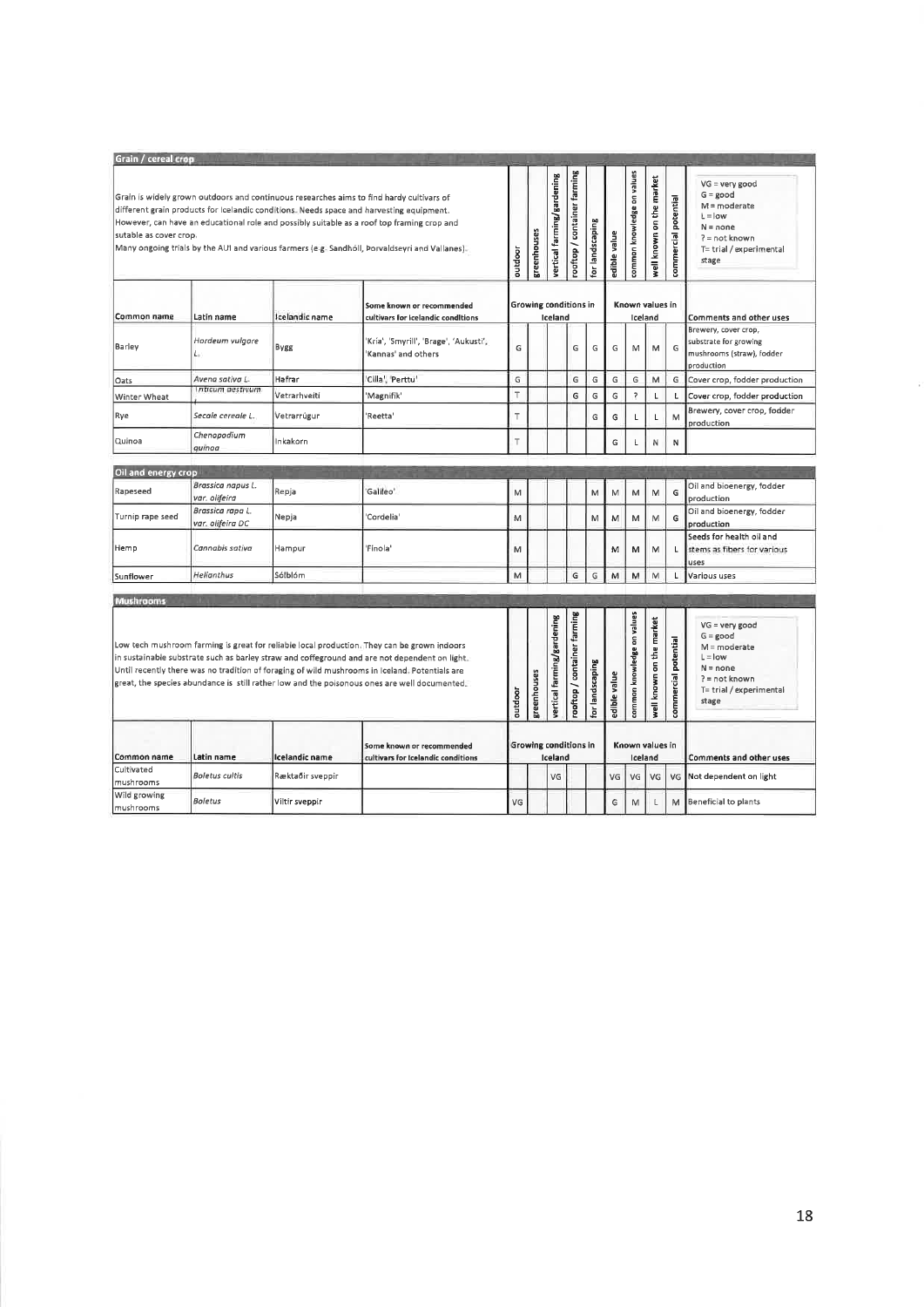## Grain / cereal crop

Grain is widely grown outdoors and continuous researches aims to find hardy cultivars of different grain products for Icelandic conditions. Needs space and harvesting equipment. However, can have an educational role and possibly suitable as a roof top framing crop and suitable as cover crop.
Many ongoing trials by the AUI and various farmers (e.g. Sandhóll, Þorvaldseyri and Vallanes).

VG = very good
G = good
M = moderate
L = low
N = none
? = not known
T= trial / experimental stage

| Common name | Latin name | Icelandic name | Some known or recommended cultivars for Icelandic conditions | Growing conditions in Iceland | | | | | Known values in Iceland | | | | Comments and other uses |
|---|---|---|---|---|---|---|---|---|---|---|---|---|---|
| | | | | outdoor | greenhouses | vertical farming/gardening | rooftop / container farming | for landscaping | edible value | common knowledge on values | well known on the market | commercial potential | |
| Barley | *Hordeum vulgare* L. | Bygg | 'Kría', 'Smyrill', 'Brage', 'Aukusti', 'Kannas' and others | G | | | G | G | G | M | M | G | Brewery, cover crop, substrate for growing mushrooms (straw), fodder production |
| Oats | *Avena sativa* L. | Hafrar | 'Cilla', 'Perttu' | G | | | G | G | G | G | M | G | Cover crop, fodder production |
| Winter Wheat | *Triticum aestivum* L. | Vetrarhveiti | 'Magnifik' | T | | | G | G | G | ? | L | L | Cover crop, fodder production |
| Rye | *Secale cereale* L. | Vetrarrúgur | 'Reetta' | T | | | | G | G | L | L | M | Brewery, cover crop, fodder production |
| Quinoa | *Chenopodium quinoa* | Inkakorn | | T | | | | | G | L | N | N | |

## Oil and energy crop

| Common name | Latin name | Icelandic name | Some known or recommended cultivars for Icelandic conditions | outdoor | greenhouses | vertical farming/gardening | rooftop / container farming | for landscaping | edible value | common knowledge on values | well known on the market | commercial potential | Comments and other uses |
|---|---|---|---|---|---|---|---|---|---|---|---|---|---|
| Rapeseed | *Brassica napus* L. var. *oleifera* | Repja | 'Galileo' | M | | | | M | M | M | M | G | Oil and bioenergy, fodder production |
| Turnip rape seed | *Brassica rapa* L. var. *oleifera* DC | Nepja | 'Cordelia' | M | | | | M | M | M | M | G | Oil and bioenergy, fodder production |
| Hemp | *Cannabis sativa* | Hampur | 'Finola' | M | | | | | M | M | M | L | Seeds for health oil and stems as fibers for various uses |
| Sunflower | *Helianthus* | Sólblóm | | M | | | G | G | M | M | M | L | Various uses |

## Mushrooms

Low tech mushroom farming is great for reliable local production. They can be grown indoors in sustainable substrate such as barley straw and coffeground and are not dependent on light. Until recently there was no tradition of foraging of wild mushrooms in Iceland. Potentials are great, the species abundance is still rather low and the poisonous ones are well documented.

VG = very good
G = good
M = moderate
L = low
N = none
? = not known
T= trial / experimental stage

| Common name | Latin name | Icelandic name | Some known or recommended cultivars for Icelandic conditions | Growing conditions in Iceland | | | | | Known values in Iceland | | | | Comments and other uses |
|---|---|---|---|---|---|---|---|---|---|---|---|---|---|
| | | | | outdoor | greenhouses | vertical farming/gardening | rooftop / container farming | for landscaping | edible value | common knowledge on values | well known on the market | commercial potential | |
| Cultivated mushrooms | *Boletus cultis* | Ræktaðir sveppir | | | | VG | | | VG | VG | VG | VG | Not dependent on light |
| Wild growing mushrooms | *Boletus* | Villtir sveppir | | VG | | | | | G | M | L | M | Beneficial to plants |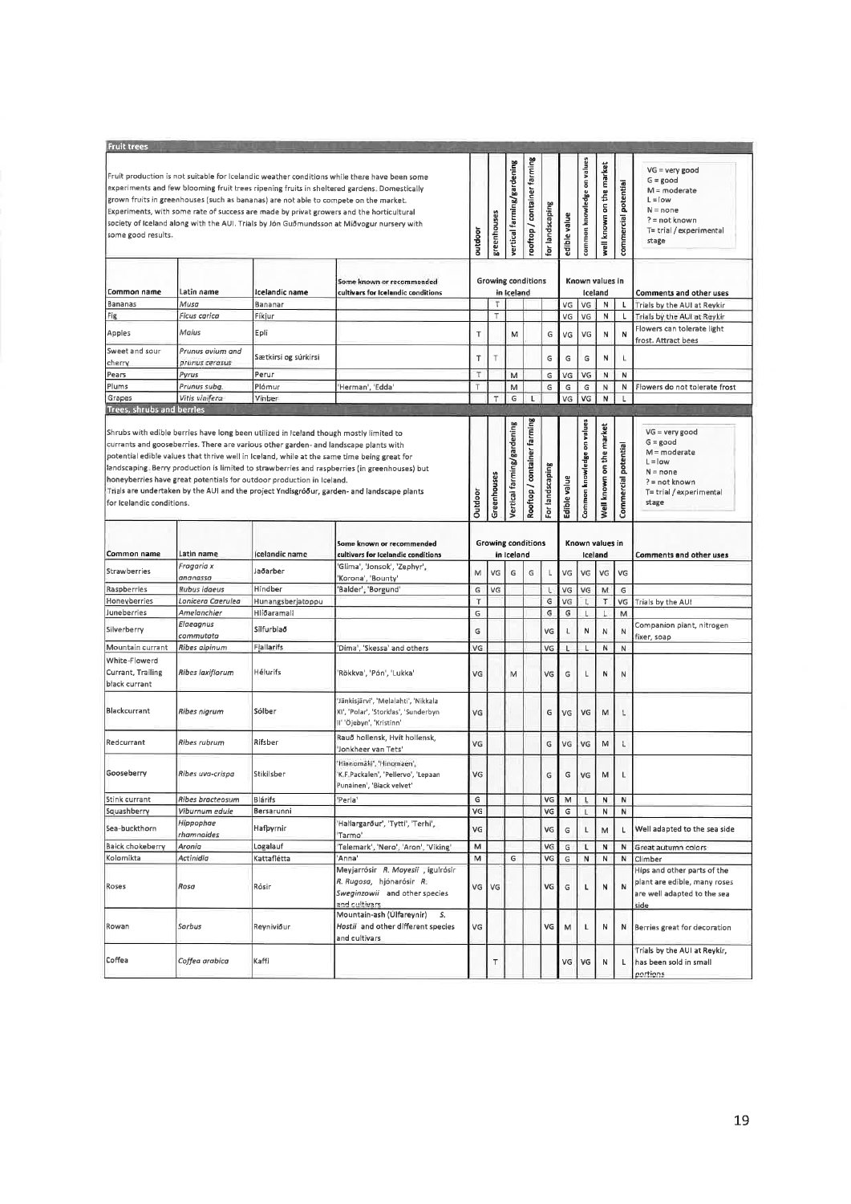## Fruit trees

Fruit production is not suitable for Icelandic weather conditions while there have been some experiments and few blooming fruit trees ripening fruits in sheltered gardens. Domestically grown fruits in greenhouses (such as bananas) are not able to compete on the market. Experiments, with some rate of success are made by privat growers and the horticultural society of Iceland along with the AUI. Trials by Jón Guðmundsson at Miðvogur nursery with some good results.

VG = very good
G = good
M = moderate
L = low
N = none
? = not known
T= trial / experimental stage

| Common name | Latin name | Icelandic name | Some known or recommended cultivars for Icelandic conditions | Growing conditions in Iceland: outdoor | greenhouses | vertical farming/gardening | rooftop / container farming | for landscaping | Known values in Iceland: edible value | common knowledge on values | well known on the market | commercial potential | Comments and other uses |
|---|---|---|---|---|---|---|---|---|---|---|---|---|---|
| Bananas | *Musa* | Bananar | | | T | | | | VG | VG | N | L | Trials by the AUI at Reykir |
| Fig | *Ficus carica* | Fíkjur | | | T | | | | VG | VG | N | L | Trials by the AUI at Reykir |
| Apples | *Malus* | Epli | | T | | M | | G | VG | VG | N | N | Flowers can tolerate light frost. Attract bees |
| Sweet and sour cherry | *Prunus avium and prunus cerasus* | Sætkirsi og súrkirsi | | T | T | | | G | G | G | N | L | |
| Pears | *Pyrus* | Perur | | T | | M | | G | VG | VG | N | N | |
| Plums | *Prunus subg.* | Plómur | 'Herman', 'Edda' | T | | M | | G | G | G | N | N | Flowers do not tolerate frost |
| Grapes | *Vitis vinifera* | Vínber | | | T | G | L | | VG | VG | N | L | |

## Trees, shrubs and berries

Shrubs with edible berries have long been utilized in Iceland though mostly limited to currants and gooseberries. There are various other garden- and landscape plants with potential edible values that thrive well in Iceland, while at the same time being great for landscaping. Berry production is limited to strawberries and raspberries (in greenhouses) but honeyberries have great potentials for outdoor production in Iceland.
Trials are undertaken by the AUI and the project Yndisgróður, garden- and landscape plants for Icelandic conditions.

VG = very good
G = good
M = moderate
L = low
N = none
? = not known
T= trial / experimental stage

| Common name | Latin name | Icelandic name | Some known or recommended cultivars for Icelandic conditions | Growing conditions in Iceland: Outdoor | Greenhouses | Vertical farming/gardening | Rooftop / container farming | For landscaping | Known values in Iceland: Edible value | Common knowledge on values | Well known on the market | Commercial potential | Comments and other uses |
|---|---|---|---|---|---|---|---|---|---|---|---|---|---|
| Strawberries | *Fragaria x ananassa* | Jarðarber | 'Glima', 'Jonsok', 'Zephyr', 'Korona', 'Bounty' | M | VG | G | G | L | VG | VG | VG | VG | |
| Raspberries | *Rubus idaeus* | Hindber | 'Balder', 'Borgund' | G | VG | | | L | VG | VG | M | G | |
| Honeyberries | *Lonicera Caerulea* | Hunangsberjatoppu | | T | | | | G | VG | L | T | VG | Trials by the AUI |
| Juneberries | *Amelanchier* | Hlíðaramall | | G | | | | G | G | L | L | M | |
| Silverberry | *Elaeagnus commutata* | Silfurblað | | G | | | | VG | L | N | N | N | Companion plant, nitrogen fixer, soap |
| Mountain currant | *Ribes alpinum* | Fjallarifs | 'Dima', 'Skessa' and others | VG | | | | VG | L | L | N | N | |
| White-Flowerd Currant, Trailing black currant | *Ribes laxiflorum* | Hélurifs | 'Rökkva', 'Pón', 'Lukka' | VG | | M | | VG | G | L | N | N | |
| Blackcurrant | *Ribes nigrum* | Sólber | 'Jänkisjärvi', 'Melalahti', 'Nikkala XI', 'Polar', 'Storklas', 'Sunderbyn II' 'Öjebyn', 'Kristinn' | VG | | | | G | VG | VG | M | L | |
| Redcurrant | *Ribes rubrum* | Rifsber | Rauð hollensk, Hvít hollensk, 'Jonkheer van Tets' | VG | | | | G | VG | VG | M | L | |
| Gooseberry | *Ribes uva-crispa* | Stikilsber | 'Hinnomäki', 'Hinnonmaen', 'K.F.Packalen', 'Pellervo', 'Lepaan Punainen', 'Black velvet' | VG | | | | G | G | VG | M | L | |
| Stink currant | *Ribes bracteosum* | Blárifs | 'Perla' | G | | | | VG | M | L | N | N | |
| Squashberry | *Viburnum edule* | Bersarunni | | VG | | | | VG | G | L | N | N | |
| Sea-buckthorn | *Hippophae rhamnoides* | Hafþyrnir | 'Hallargarður', 'Tytti', 'Terhi', 'Tarmo' | VG | | | | VG | G | L | M | L | Well adapted to the sea side |
| Balck chokeberry | *Aronia* | Logalauf | 'Telemark', 'Nero', 'Aron', 'Viking' | M | | | | VG | G | L | N | N | Great autumn colors |
| Kolomikta | *Actinidia* | Kattaflétta | 'Anna' | M | | G | | VG | G | N | N | N | Climber |
| Roses | *Rosa* | Rósir | Meyjarrósir *R. Moyesii* , Ígulrósir *R. Rugosa*, hjónarósir *R. Sweginzowii* and other species and cultivars | VG | VG | | | VG | G | L | N | N | Hips and other parts of the plant are edible, many roses are well adapted to the sea side |
| Rowan | *Sorbus* | Reyniviður | Mountain-ash (Úlfareynir) *S. Hostii* and other different species and cultivars | VG | | | | VG | M | L | N | N | Berries great for decoration |
| Coffea | *Coffea arabica* | Kaffi | | | T | | | | VG | VG | N | L | Trials by the AUI at Reykir, has been sold in small portions |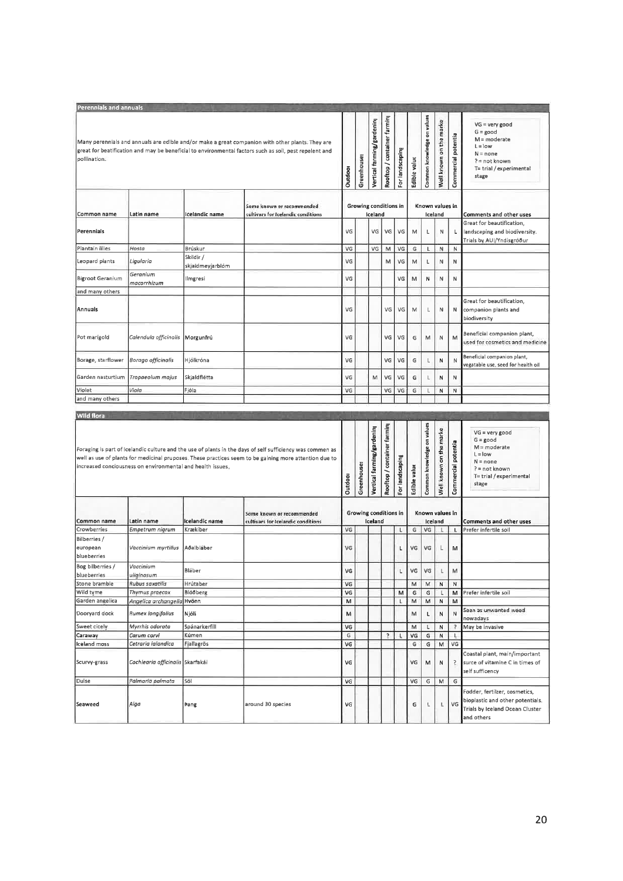## Perennials and annuals

Many perennials and annuals are edible and/or make a great companion with other plants. They are great for beatification and may be beneficial to environmental factors such as soil, pest repelent and pollination.

VG = very good
G = good
M = moderate
L = low
N = none
? = not known
T= trial / experimental stage

| Common name | Latin name | Icelandic name | Some known or recommended cultivars for Icelandic conditions | Growing conditions in Iceland | | | | | Known values in Iceland | | | | Comments and other uses |
|---|---|---|---|---|---|---|---|---|---|---|---|---|---|
| | | | | Outdoor | Greenhouse | Vertical farming/gardening | Rooftop / container farming | For landscaping | Edible value | Common knowledge on values | Well known on the market | Commercial potential | |
| Perennials | | | | VG | | VG | VG | VG | M | L | N | L | Great for beautification, landscaping and biodiversity. Trials by AUI/Yndisgróður |
| Plantain lilies | *Hosta* | Brúskur | | VG | | VG | M | VG | G | L | N | N | |
| Leopard plants | *Ligularia* | Skildir / skjaldmeyjarblóm | | VG | | | M | VG | M | L | N | N | |
| Bigroot Geranium | *Geranium macorrhizum* | Ilmgresi | | VG | | | | VG | M | N | N | N | |
| and many others | | | | | | | | | | | | | |
| Annuals | | | | VG | | | VG | VG | M | L | N | N | Great for beautification, companion plants and biodiversity |
| Pot marigold | *Calendula officinalis* | Morgunfrú | | VG | | | VG | VG | G | M | N | M | Beneficial companion plant, used for cosmetics and medicine |
| Borage, starflower | *Borago officinalis* | Hjólkróna | | VG | | | VG | VG | G | L | N | N | Beneficial companion plant, vegatable use, seed for health oil |
| Garden nasturtium | *Tropaeolum majus* | Skjaldflétta | | VG | | M | VG | VG | G | L | N | N | |
| Violet | *Viola* | Fjóla | | VG | | | VG | VG | G | L | N | N | |
| and many others | | | | | | | | | | | | | |

## Wild flora

Foraging is part of Icelandic culture and the use of plants in the days of self sufficiency was common as well as use of plants for medicinal purposes. These practices seem to be gaining more attention due to increased conciousness on environmental and health issues.

VG = very good
G = good
M = moderate
L = low
N = none
? = not known
T= trial / experimental stage

| Common name | Latin name | Icelandic name | Some known or recommended cultivars for Icelandic conditions | Growing conditions in Iceland | | | | | Known values in Iceland | | | | Comments and other uses |
|---|---|---|---|---|---|---|---|---|---|---|---|---|---|
| | | | | Outdoor | Greenhouse | Vertical farming/gardening | Rooftop / container farming | For landscaping | Edible value | Common knowledge on values | Well known on the market | Commercial potential | |
| Crowberries | *Empetrum nigrum* | Krækiber | | VG | | | | L | G | VG | L | L | Prefer infertile soil |
| Bilberries / european blueberries | *Vaccinium myrtillus* | Aðalbláber | | VG | | | | L | VG | VG | L | M | |
| Bog bilberries / blueberries | *Vaccinium uliginosum* | Bláber | | VG | | | | L | VG | VG | L | M | |
| Stone bramble | *Rubus saxatilis* | Hrútaber | | VG | | | | | M | M | N | N | |
| Wild tyme | *Thymus praecox* | Blóðberg | | VG | | | | M | G | G | L | M | Prefer infertile soil |
| Garden angelica | *Angelica archangelia* | Hvönn | | M | | | | L | M | M | N | M | |
| Dooryard dock | *Rumex longifolius* | Njóli | | M | | | | | M | L | N | N | Seen as unwanted weed nowadays |
| Sweet cicely | *Myrrhis odorata* | Spánarkerfill | | VG | | | | | M | L | N | ? | May be invasive |
| Caraway | *Carum carvi* | Kúmen | | G | | | ? | L | VG | G | N | L | |
| Iceland moss | *Cetraria islandica* | Fjallagrös | | VG | | | | | G | G | M | VG | |
| Scurvy-grass | *Cochlearia officinalis* | Skarfakál | | VG | | | | | VG | M | N | ? | Coastal plant, main/important surce of vitamine C in times of self sufficency |
| Dulse | *Palmaria palmata* | Söl | | VG | | | | | VG | G | M | G | |
| Seaweed | *Alga* | Þang | around 30 species | VG | | | | | G | L | L | VG | Fodder, fertilzer, cosmetics, bioplastic and other potentials. Trials by Iceland Ocean Cluster and others |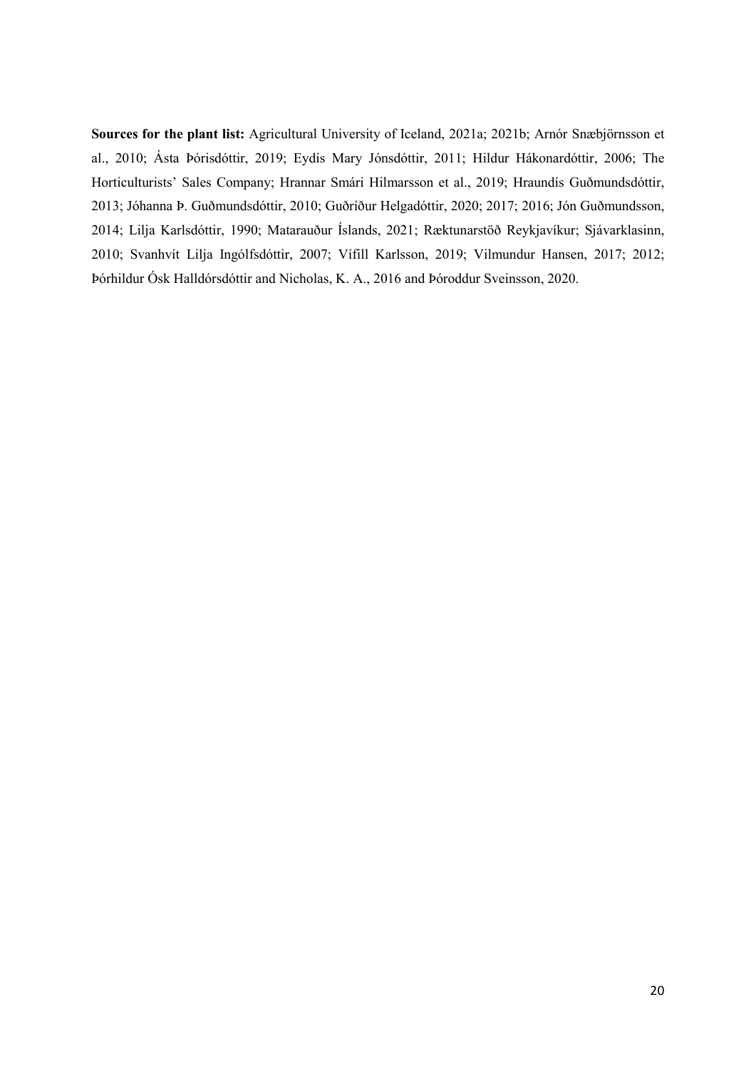**Sources for the plant list:** Agricultural University of Iceland, 2021a; 2021b; Arnór Snæbjörnsson et al., 2010; Ásta Þórisdóttir, 2019; Eydís Mary Jónsdóttir, 2011; Hildur Hákonardóttir, 2006; The Horticulturists' Sales Company; Hrannar Smári Hilmarsson et al., 2019; Hraundís Guðmundsdóttir, 2013; Jóhanna Þ. Guðmundsdóttir, 2010; Guðríður Helgadóttir, 2020; 2017; 2016; Jón Guðmundsson, 2014; Lilja Karlsdóttir, 1990; Matarauður Íslands, 2021; Ræktunarstöð Reykjavíkur; Sjávarklasinn, 2010; Svanhvít Lilja Ingólfsdóttir, 2007; Vífill Karlsson, 2019; Vilmundur Hansen, 2017; 2012; Þórhildur Ósk Halldórsdóttir and Nicholas, K. A., 2016 and Þóroddur Sveinsson, 2020.